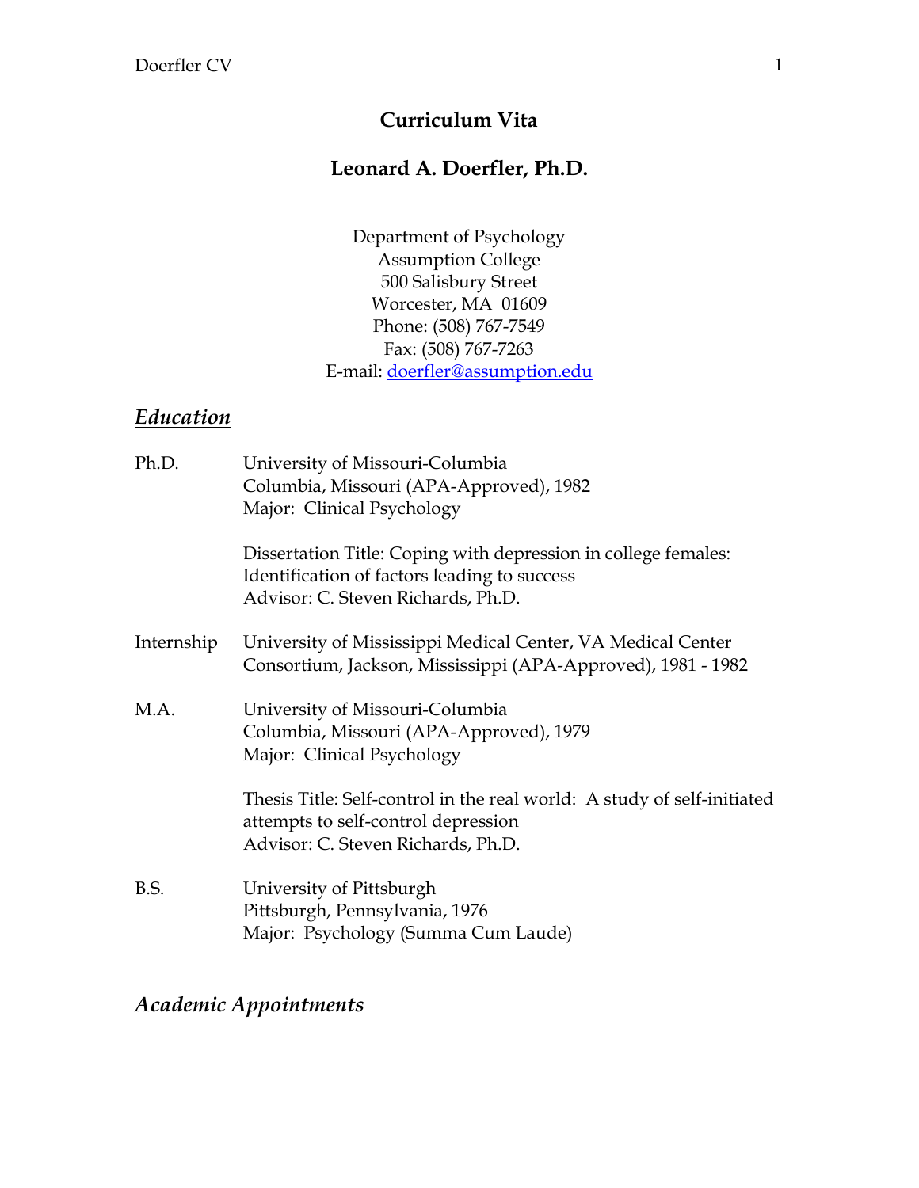# Curriculum Vita

## Leonard A. Doerfler, Ph.D.

Department of Psychology
Assumption College
500 Salisbury Street
Worcester, MA 01609
Phone: (508) 767-7549
Fax: (508) 767-7263
E-mail: doerfler@assumption.edu

## ***Education***

Ph.D. University of Missouri-Columbia
Columbia, Missouri (APA-Approved), 1982
Major: Clinical Psychology

Dissertation Title: Coping with depression in college females: Identification of factors leading to success
Advisor: C. Steven Richards, Ph.D.

Internship University of Mississippi Medical Center, VA Medical Center Consortium, Jackson, Mississippi (APA-Approved), 1981 - 1982

M.A. University of Missouri-Columbia
Columbia, Missouri (APA-Approved), 1979
Major: Clinical Psychology

Thesis Title: Self-control in the real world: A study of self-initiated attempts to self-control depression
Advisor: C. Steven Richards, Ph.D.

B.S. University of Pittsburgh
Pittsburgh, Pennsylvania, 1976
Major: Psychology (Summa Cum Laude)

## ***Academic Appointments***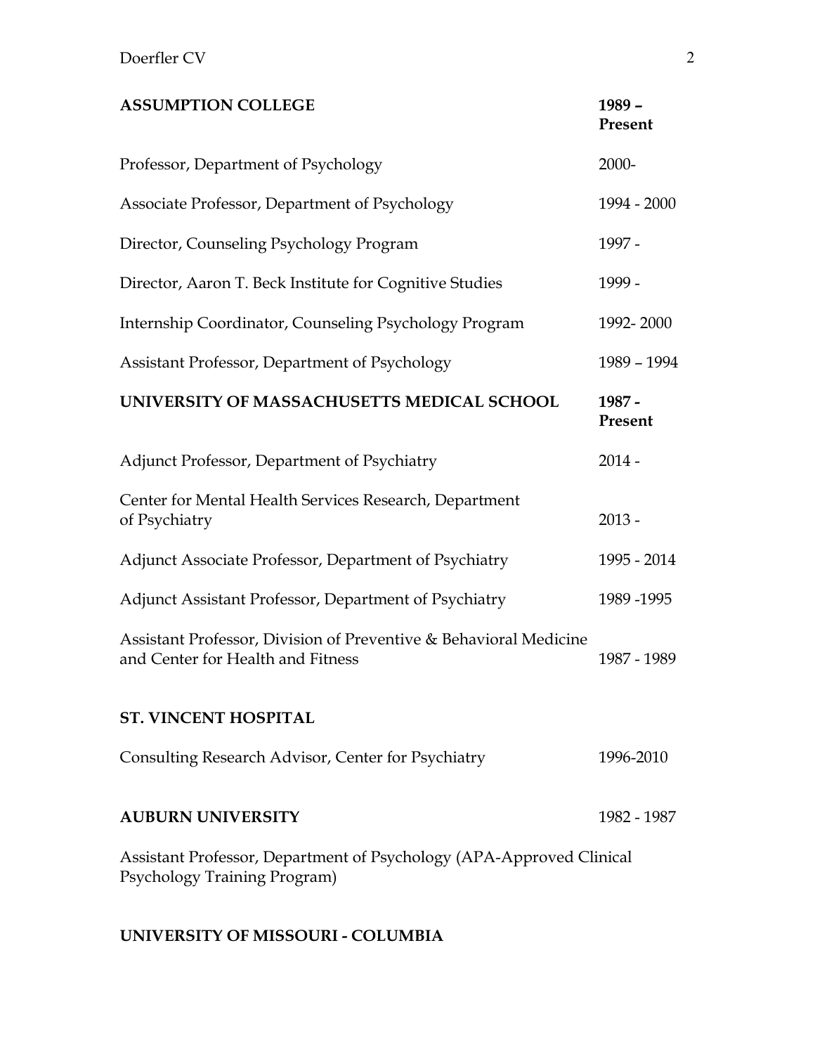| | |
|---|---|
| **ASSUMPTION COLLEGE** | **1989 – Present** |
| Professor, Department of Psychology | 2000- |
| Associate Professor, Department of Psychology | 1994 - 2000 |
| Director, Counseling Psychology Program | 1997 - |
| Director, Aaron T. Beck Institute for Cognitive Studies | 1999 - |
| Internship Coordinator, Counseling Psychology Program | 1992- 2000 |
| Assistant Professor, Department of Psychology | 1989 – 1994 |
| **UNIVERSITY OF MASSACHUSETTS MEDICAL SCHOOL** | **1987 - Present** |
| Adjunct Professor, Department of Psychiatry | 2014 - |
| Center for Mental Health Services Research, Department of Psychiatry | 2013 - |
| Adjunct Associate Professor, Department of Psychiatry | 1995 - 2014 |
| Adjunct Assistant Professor, Department of Psychiatry | 1989 -1995 |
| Assistant Professor, Division of Preventive & Behavioral Medicine and Center for Health and Fitness | 1987 - 1989 |
| **ST. VINCENT HOSPITAL** | |
| Consulting Research Advisor, Center for Psychiatry | 1996-2010 |
| **AUBURN UNIVERSITY** | 1982 - 1987 |

Assistant Professor, Department of Psychology (APA-Approved Clinical Psychology Training Program)

**UNIVERSITY OF MISSOURI - COLUMBIA**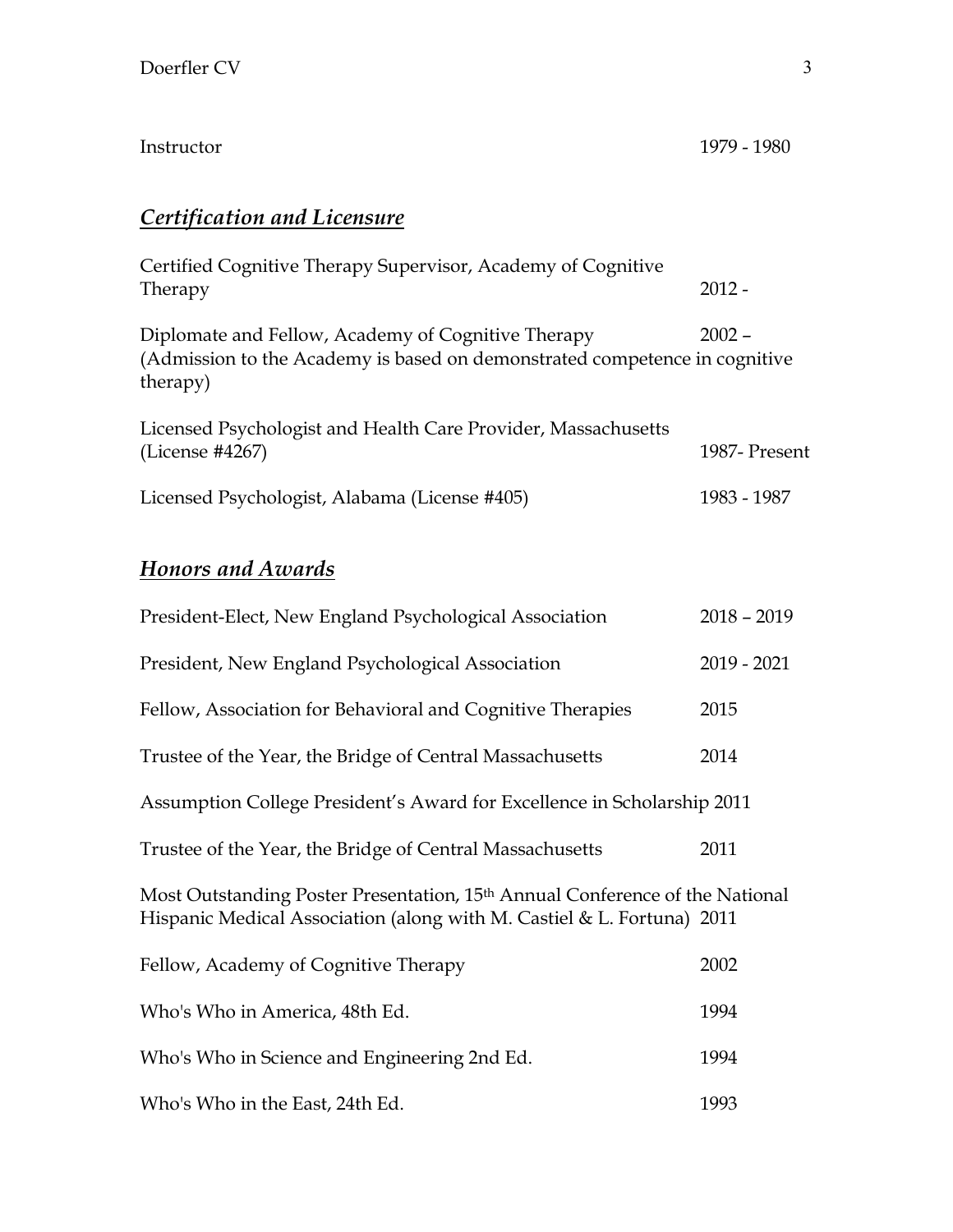Instructor 1979 - 1980

## ***Certification and Licensure***

Certified Cognitive Therapy Supervisor, Academy of Cognitive Therapy 2012 -

Diplomate and Fellow, Academy of Cognitive Therapy 2002 –
(Admission to the Academy is based on demonstrated competence in cognitive therapy)

Licensed Psychologist and Health Care Provider, Massachusetts (License #4267) 1987- Present

Licensed Psychologist, Alabama (License #405) 1983 - 1987

## ***Honors and Awards***

President-Elect, New England Psychological Association 2018 – 2019

President, New England Psychological Association 2019 - 2021

Fellow, Association for Behavioral and Cognitive Therapies 2015

Trustee of the Year, the Bridge of Central Massachusetts 2014

Assumption College President's Award for Excellence in Scholarship 2011

Trustee of the Year, the Bridge of Central Massachusetts 2011

Most Outstanding Poster Presentation, 15th Annual Conference of the National Hispanic Medical Association (along with M. Castiel & L. Fortuna) 2011

Fellow, Academy of Cognitive Therapy 2002

Who's Who in America, 48th Ed. 1994

Who's Who in Science and Engineering 2nd Ed. 1994

Who's Who in the East, 24th Ed. 1993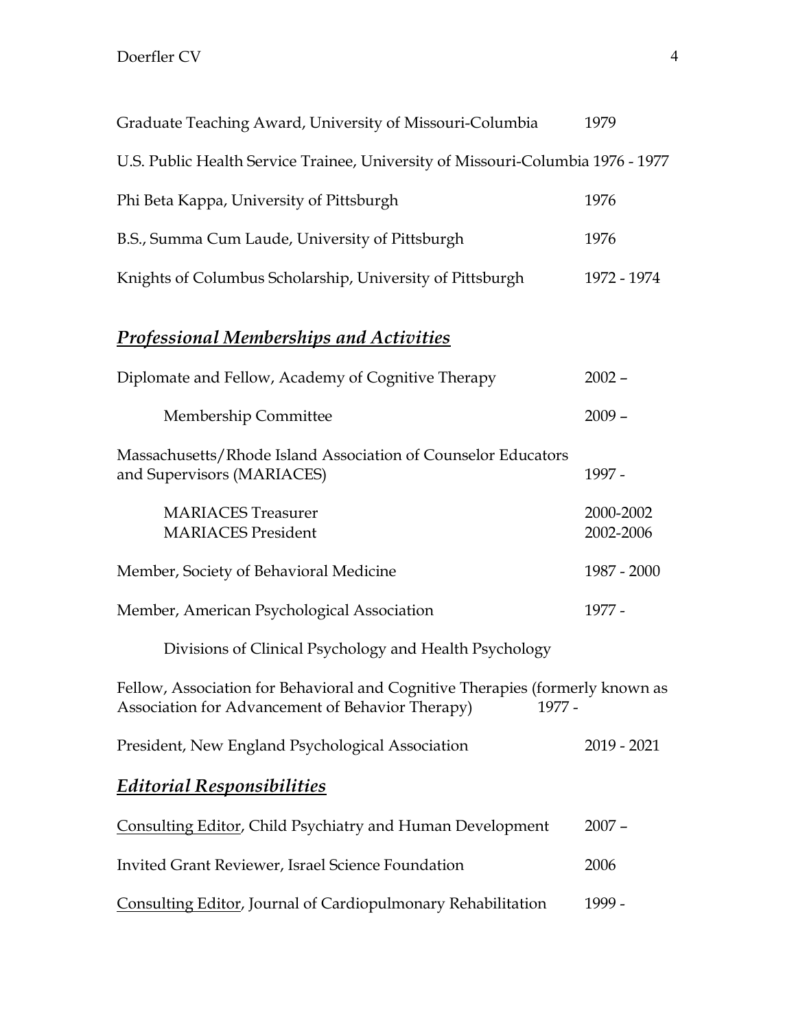Graduate Teaching Award, University of Missouri-Columbia 1979

U.S. Public Health Service Trainee, University of Missouri-Columbia 1976 - 1977

Phi Beta Kappa, University of Pittsburgh 1976

B.S., Summa Cum Laude, University of Pittsburgh 1976

Knights of Columbus Scholarship, University of Pittsburgh 1972 - 1974

## ***Professional Memberships and Activities***

Diplomate and Fellow, Academy of Cognitive Therapy 2002 –

    Membership Committee 2009 –

Massachusetts/Rhode Island Association of Counselor Educators and Supervisors (MARIACES) 1997 -

    MARIACES Treasurer 2000-2002
    MARIACES President 2002-2006

Member, Society of Behavioral Medicine 1987 - 2000

Member, American Psychological Association 1977 -

    Divisions of Clinical Psychology and Health Psychology

Fellow, Association for Behavioral and Cognitive Therapies (formerly known as Association for Advancement of Behavior Therapy) 1977 -

President, New England Psychological Association 2019 - 2021

## ***Editorial Responsibilities***

<u>Consulting Editor</u>, Child Psychiatry and Human Development 2007 –

Invited Grant Reviewer, Israel Science Foundation 2006

<u>Consulting Editor</u>, Journal of Cardiopulmonary Rehabilitation 1999 -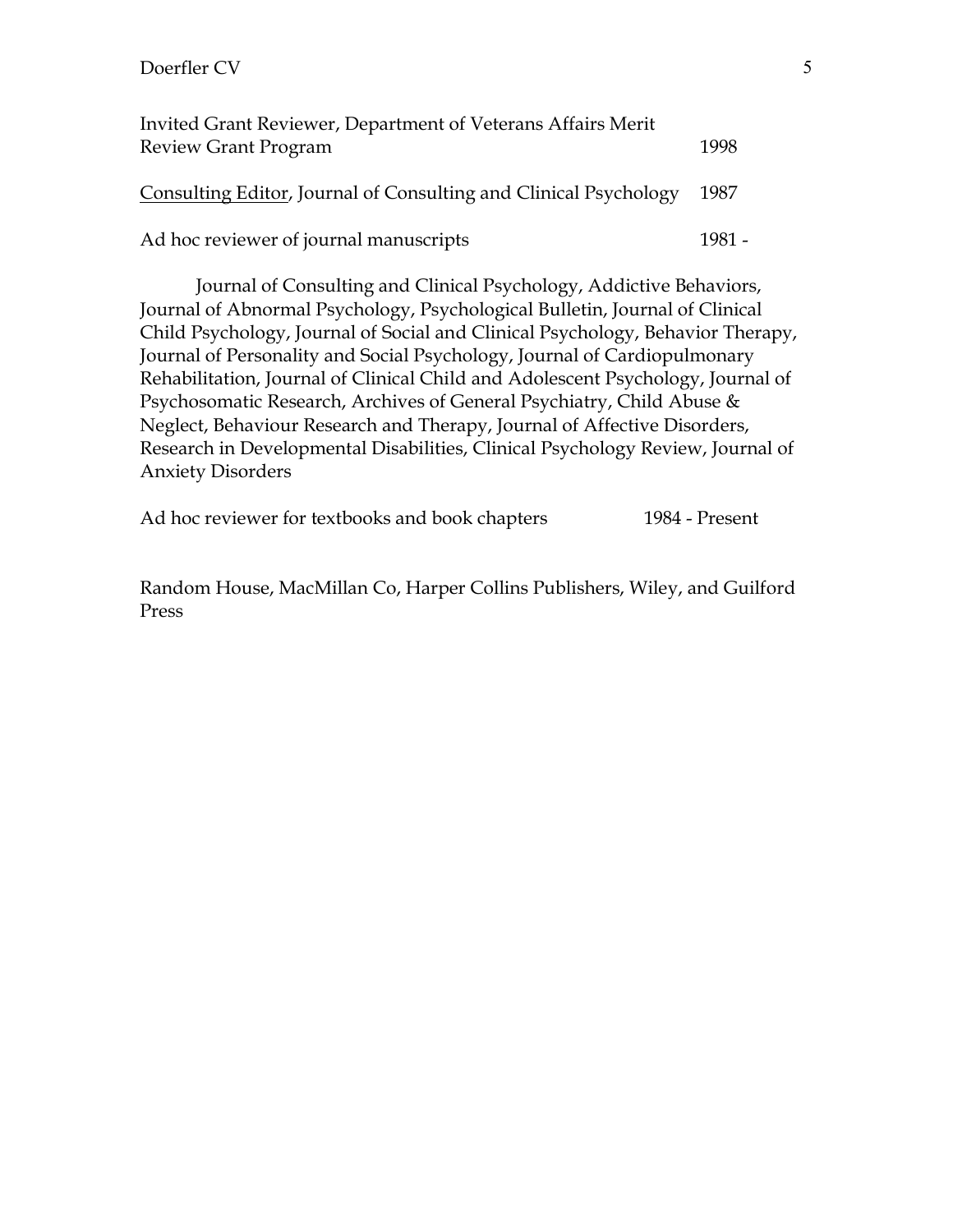Invited Grant Reviewer, Department of Veterans Affairs Merit Review Grant Program 1998

<u>Consulting Editor</u>, Journal of Consulting and Clinical Psychology 1987

Ad hoc reviewer of journal manuscripts 1981 -

Journal of Consulting and Clinical Psychology, Addictive Behaviors, Journal of Abnormal Psychology, Psychological Bulletin, Journal of Clinical Child Psychology, Journal of Social and Clinical Psychology, Behavior Therapy, Journal of Personality and Social Psychology, Journal of Cardiopulmonary Rehabilitation, Journal of Clinical Child and Adolescent Psychology, Journal of Psychosomatic Research, Archives of General Psychiatry, Child Abuse & Neglect, Behaviour Research and Therapy, Journal of Affective Disorders, Research in Developmental Disabilities, Clinical Psychology Review, Journal of Anxiety Disorders

Ad hoc reviewer for textbooks and book chapters 1984 - Present

Random House, MacMillan Co, Harper Collins Publishers, Wiley, and Guilford Press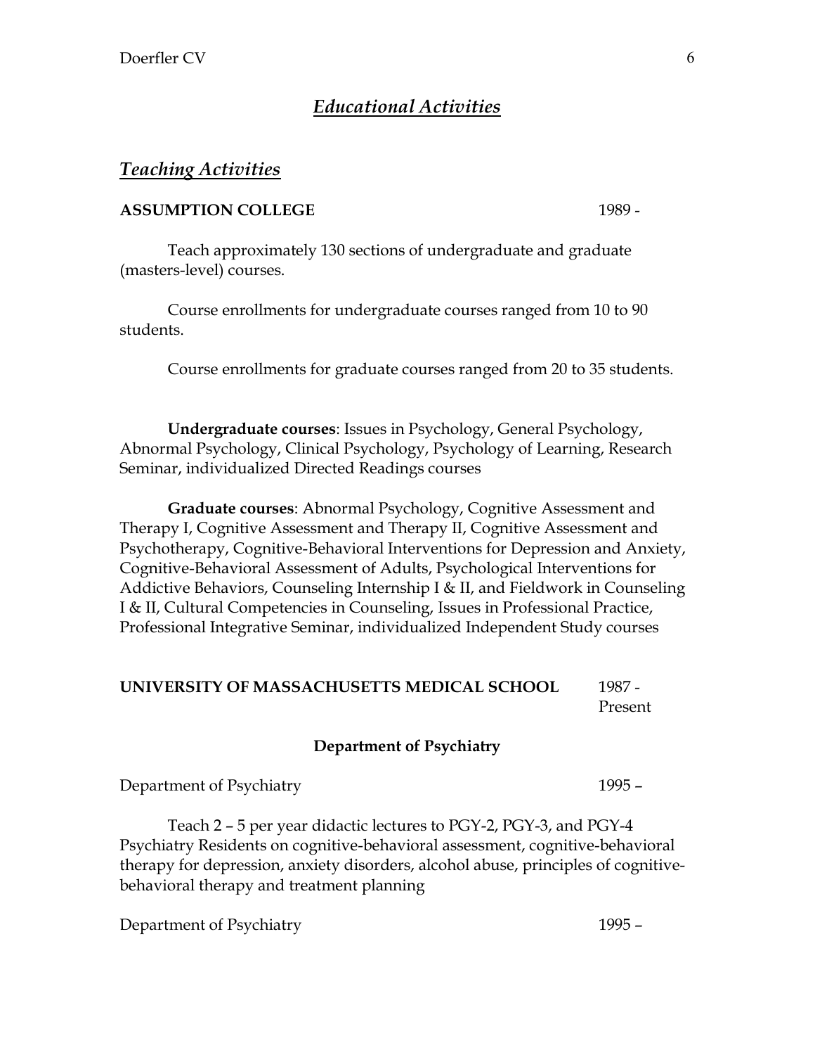## *Educational Activities*

### *Teaching Activities*

**ASSUMPTION COLLEGE** 1989 -

Teach approximately 130 sections of undergraduate and graduate (masters-level) courses.

Course enrollments for undergraduate courses ranged from 10 to 90 students.

Course enrollments for graduate courses ranged from 20 to 35 students.

**Undergraduate courses**: Issues in Psychology, General Psychology, Abnormal Psychology, Clinical Psychology, Psychology of Learning, Research Seminar, individualized Directed Readings courses

**Graduate courses**: Abnormal Psychology, Cognitive Assessment and Therapy I, Cognitive Assessment and Therapy II, Cognitive Assessment and Psychotherapy, Cognitive-Behavioral Interventions for Depression and Anxiety, Cognitive-Behavioral Assessment of Adults, Psychological Interventions for Addictive Behaviors, Counseling Internship I & II, and Fieldwork in Counseling I & II, Cultural Competencies in Counseling, Issues in Professional Practice, Professional Integrative Seminar, individualized Independent Study courses

**UNIVERSITY OF MASSACHUSETTS MEDICAL SCHOOL** 1987 - Present

**Department of Psychiatry**

Department of Psychiatry 1995 –

Teach 2 – 5 per year didactic lectures to PGY-2, PGY-3, and PGY-4 Psychiatry Residents on cognitive-behavioral assessment, cognitive-behavioral therapy for depression, anxiety disorders, alcohol abuse, principles of cognitive-behavioral therapy and treatment planning

Department of Psychiatry 1995 –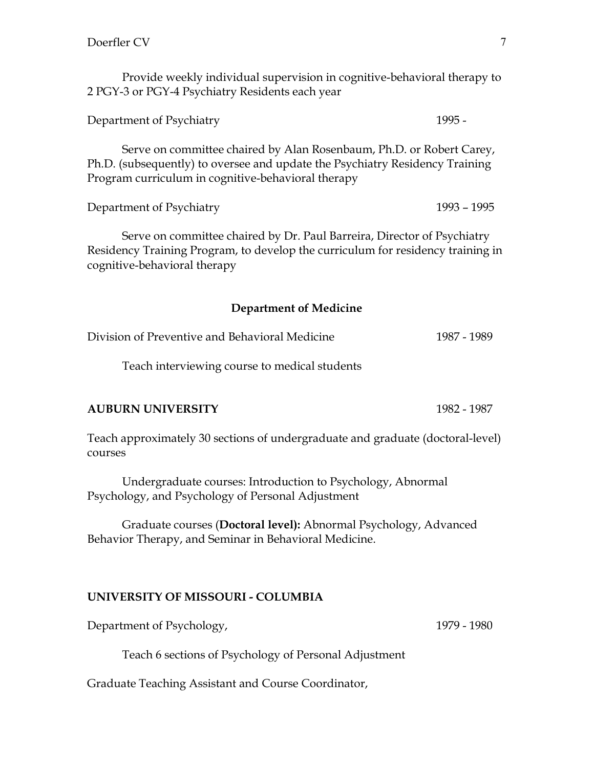Provide weekly individual supervision in cognitive-behavioral therapy to 2 PGY-3 or PGY-4 Psychiatry Residents each year

Department of Psychiatry 1995 -

Serve on committee chaired by Alan Rosenbaum, Ph.D. or Robert Carey, Ph.D. (subsequently) to oversee and update the Psychiatry Residency Training Program curriculum in cognitive-behavioral therapy

Department of Psychiatry 1993 – 1995

Serve on committee chaired by Dr. Paul Barreira, Director of Psychiatry Residency Training Program, to develop the curriculum for residency training in cognitive-behavioral therapy

**Department of Medicine**

Division of Preventive and Behavioral Medicine 1987 - 1989

Teach interviewing course to medical students

**AUBURN UNIVERSITY** 1982 - 1987

Teach approximately 30 sections of undergraduate and graduate (doctoral-level) courses

Undergraduate courses: Introduction to Psychology, Abnormal Psychology, and Psychology of Personal Adjustment

Graduate courses (**Doctoral level):** Abnormal Psychology, Advanced Behavior Therapy, and Seminar in Behavioral Medicine.

**UNIVERSITY OF MISSOURI - COLUMBIA**

Department of Psychology, 1979 - 1980

Teach 6 sections of Psychology of Personal Adjustment

Graduate Teaching Assistant and Course Coordinator,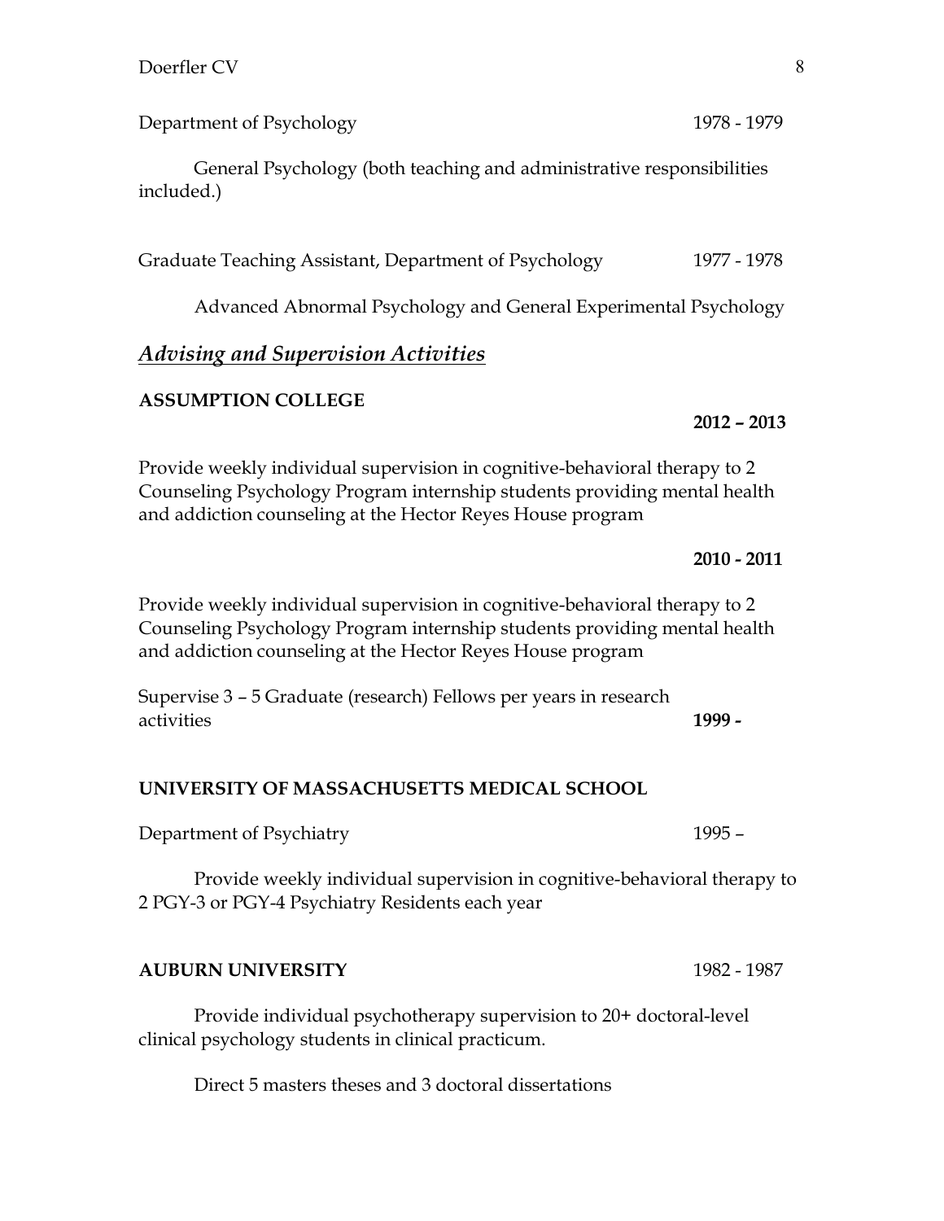Department of Psychology 1978 - 1979

General Psychology (both teaching and administrative responsibilities included.)

Graduate Teaching Assistant, Department of Psychology 1977 - 1978

Advanced Abnormal Psychology and General Experimental Psychology

## *Advising and Supervision Activities*

**ASSUMPTION COLLEGE**

**2012 – 2013**

Provide weekly individual supervision in cognitive-behavioral therapy to 2 Counseling Psychology Program internship students providing mental health and addiction counseling at the Hector Reyes House program

**2010 - 2011**

Provide weekly individual supervision in cognitive-behavioral therapy to 2 Counseling Psychology Program internship students providing mental health and addiction counseling at the Hector Reyes House program

Supervise 3 – 5 Graduate (research) Fellows per years in research activities **1999 -**

**UNIVERSITY OF MASSACHUSETTS MEDICAL SCHOOL**

Department of Psychiatry 1995 –

Provide weekly individual supervision in cognitive-behavioral therapy to 2 PGY-3 or PGY-4 Psychiatry Residents each year

**AUBURN UNIVERSITY** 1982 - 1987

Provide individual psychotherapy supervision to 20+ doctoral-level clinical psychology students in clinical practicum.

Direct 5 masters theses and 3 doctoral dissertations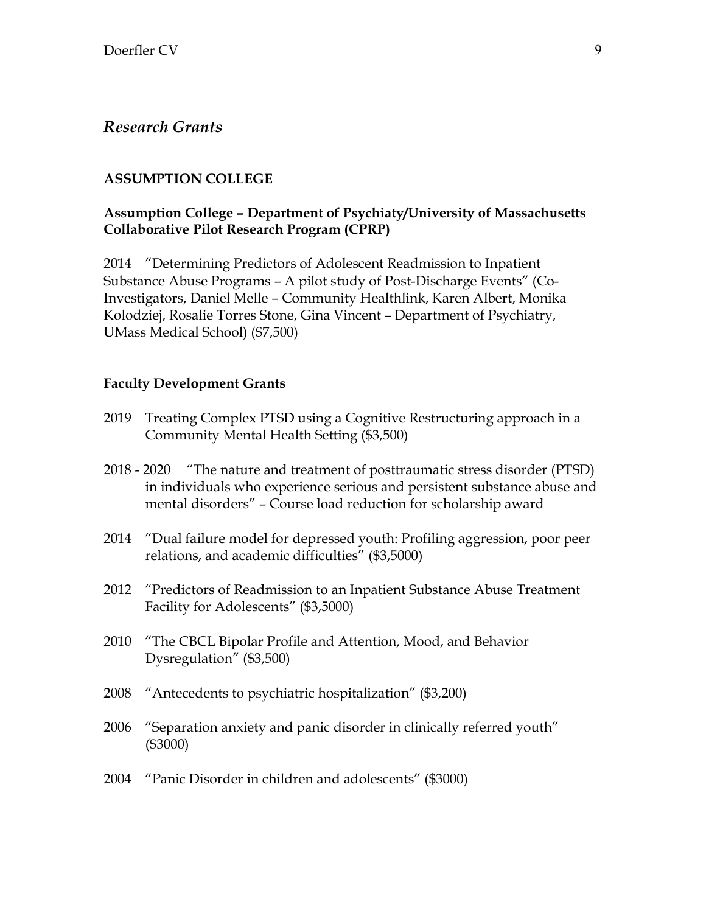## *Research Grants*

**ASSUMPTION COLLEGE**

**Assumption College – Department of Psychiaty/University of Massachusetts Collaborative Pilot Research Program (CPRP)**

2014 "Determining Predictors of Adolescent Readmission to Inpatient Substance Abuse Programs – A pilot study of Post-Discharge Events" (Co-Investigators, Daniel Melle – Community Healthlink, Karen Albert, Monika Kolodziej, Rosalie Torres Stone, Gina Vincent – Department of Psychiatry, UMass Medical School) ($7,500)

**Faculty Development Grants**

2019 Treating Complex PTSD using a Cognitive Restructuring approach in a Community Mental Health Setting ($3,500)

2018 - 2020 "The nature and treatment of posttraumatic stress disorder (PTSD) in individuals who experience serious and persistent substance abuse and mental disorders" – Course load reduction for scholarship award

2014 "Dual failure model for depressed youth: Profiling aggression, poor peer relations, and academic difficulties" ($3,5000)

2012 "Predictors of Readmission to an Inpatient Substance Abuse Treatment Facility for Adolescents" ($3,5000)

2010 "The CBCL Bipolar Profile and Attention, Mood, and Behavior Dysregulation" ($3,500)

2008 "Antecedents to psychiatric hospitalization" ($3,200)

2006 "Separation anxiety and panic disorder in clinically referred youth" ($3000)

2004 "Panic Disorder in children and adolescents" ($3000)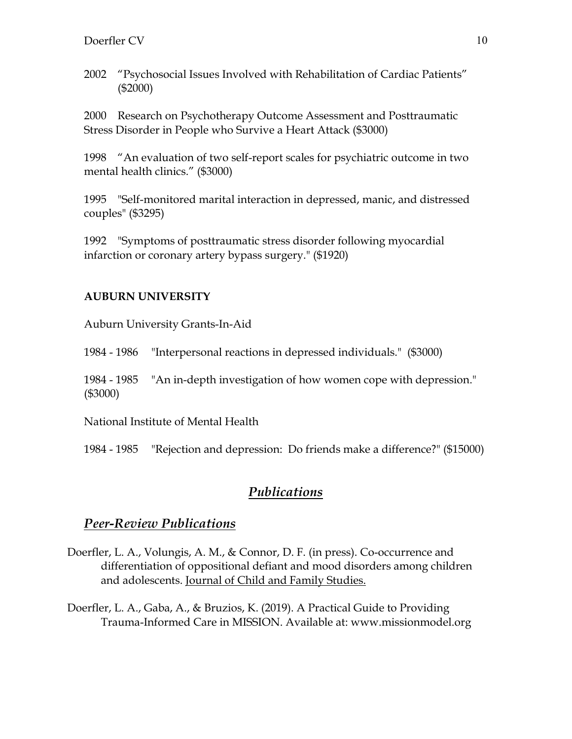2002 "Psychosocial Issues Involved with Rehabilitation of Cardiac Patients" ($2000)

2000 Research on Psychotherapy Outcome Assessment and Posttraumatic Stress Disorder in People who Survive a Heart Attack ($3000)

1998 "An evaluation of two self-report scales for psychiatric outcome in two mental health clinics." ($3000)

1995 "Self-monitored marital interaction in depressed, manic, and distressed couples" ($3295)

1992 "Symptoms of posttraumatic stress disorder following myocardial infarction or coronary artery bypass surgery." ($1920)

**AUBURN UNIVERSITY**

Auburn University Grants-In-Aid

1984 - 1986 "Interpersonal reactions in depressed individuals." ($3000)

1984 - 1985 "An in-depth investigation of how women cope with depression." ($3000)

National Institute of Mental Health

1984 - 1985 "Rejection and depression: Do friends make a difference?" ($15000)

# ***Publications***

## ***Peer-Review Publications***

Doerfler, L. A., Volungis, A. M., & Connor, D. F. (in press). Co-occurrence and differentiation of oppositional defiant and mood disorders among children and adolescents. Journal of Child and Family Studies.

Doerfler, L. A., Gaba, A., & Bruzios, K. (2019). A Practical Guide to Providing Trauma-Informed Care in MISSION. Available at: www.missionmodel.org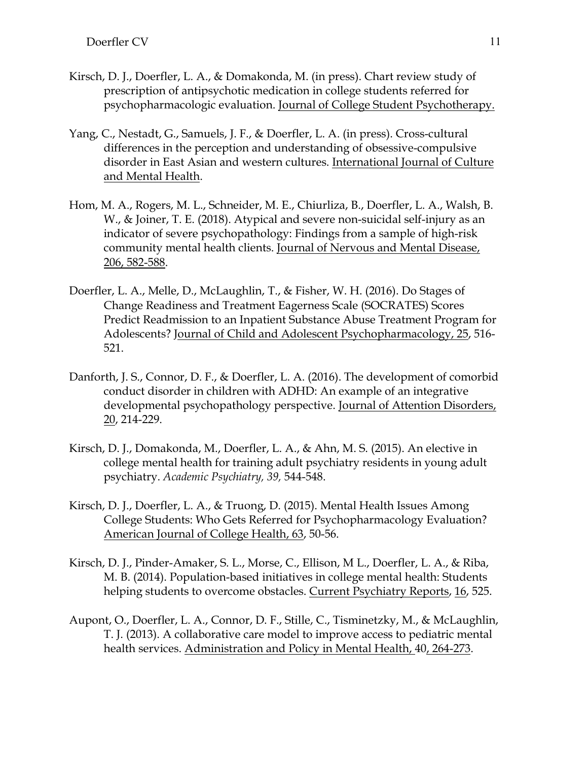Kirsch, D. J., Doerfler, L. A., & Domakonda, M. (in press). Chart review study of prescription of antipsychotic medication in college students referred for psychopharmacologic evaluation. Journal of College Student Psychotherapy.

Yang, C., Nestadt, G., Samuels, J. F., & Doerfler, L. A. (in press). Cross-cultural differences in the perception and understanding of obsessive-compulsive disorder in East Asian and western cultures. International Journal of Culture and Mental Health.

Hom, M. A., Rogers, M. L., Schneider, M. E., Chiurliza, B., Doerfler, L. A., Walsh, B. W., & Joiner, T. E. (2018). Atypical and severe non-suicidal self-injury as an indicator of severe psychopathology: Findings from a sample of high-risk community mental health clients. Journal of Nervous and Mental Disease, 206, 582-588.

Doerfler, L. A., Melle, D., McLaughlin, T., & Fisher, W. H. (2016). Do Stages of Change Readiness and Treatment Eagerness Scale (SOCRATES) Scores Predict Readmission to an Inpatient Substance Abuse Treatment Program for Adolescents? Journal of Child and Adolescent Psychopharmacology, 25, 516-521.

Danforth, J. S., Connor, D. F., & Doerfler, L. A. (2016). The development of comorbid conduct disorder in children with ADHD: An example of an integrative developmental psychopathology perspective. Journal of Attention Disorders, 20, 214-229.

Kirsch, D. J., Domakonda, M., Doerfler, L. A., & Ahn, M. S. (2015). An elective in college mental health for training adult psychiatry residents in young adult psychiatry. *Academic Psychiatry, 39,* 544-548.

Kirsch, D. J., Doerfler, L. A., & Truong, D. (2015). Mental Health Issues Among College Students: Who Gets Referred for Psychopharmacology Evaluation? American Journal of College Health, 63, 50-56.

Kirsch, D. J., Pinder-Amaker, S. L., Morse, C., Ellison, M L., Doerfler, L. A., & Riba, M. B. (2014). Population-based initiatives in college mental health: Students helping students to overcome obstacles. Current Psychiatry Reports, 16, 525.

Aupont, O., Doerfler, L. A., Connor, D. F., Stille, C., Tisminetzky, M., & McLaughlin, T. J. (2013). A collaborative care model to improve access to pediatric mental health services. Administration and Policy in Mental Health, 40, 264-273.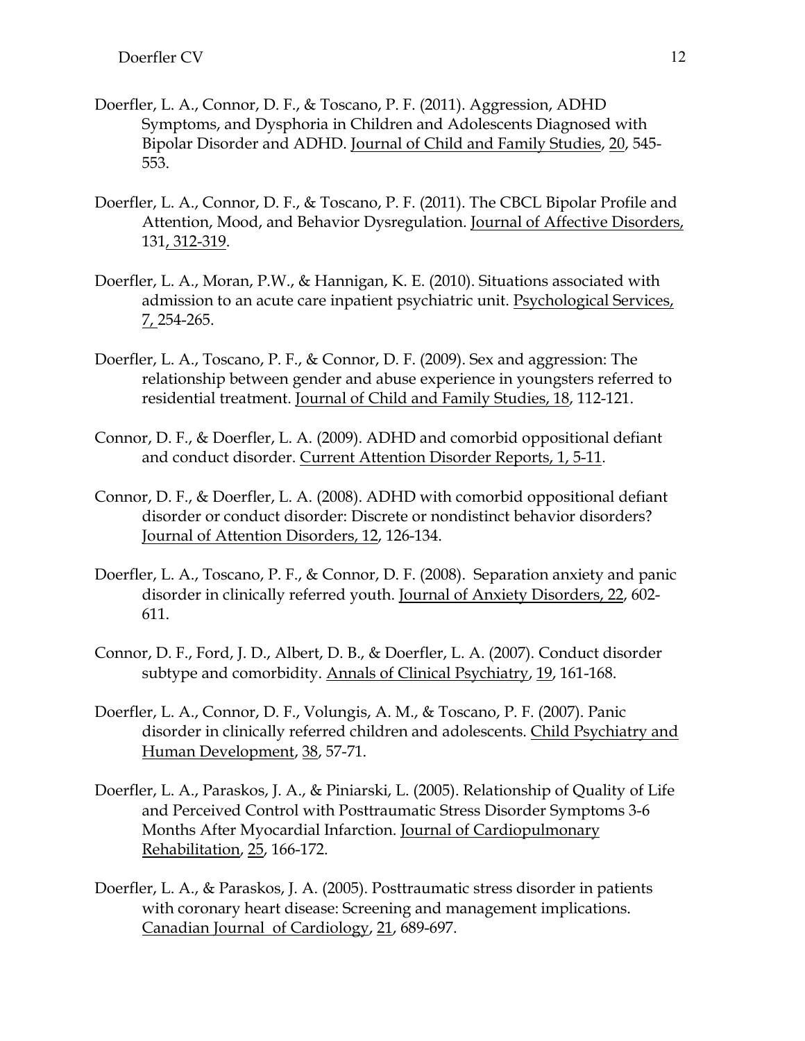Doerfler, L. A., Connor, D. F., & Toscano, P. F. (2011). Aggression, ADHD Symptoms, and Dysphoria in Children and Adolescents Diagnosed with Bipolar Disorder and ADHD. Journal of Child and Family Studies, 20, 545-553.

Doerfler, L. A., Connor, D. F., & Toscano, P. F. (2011). The CBCL Bipolar Profile and Attention, Mood, and Behavior Dysregulation. Journal of Affective Disorders, 131, 312-319.

Doerfler, L. A., Moran, P.W., & Hannigan, K. E. (2010). Situations associated with admission to an acute care inpatient psychiatric unit. Psychological Services, 7, 254-265.

Doerfler, L. A., Toscano, P. F., & Connor, D. F. (2009). Sex and aggression: The relationship between gender and abuse experience in youngsters referred to residential treatment. Journal of Child and Family Studies, 18, 112-121.

Connor, D. F., & Doerfler, L. A. (2009). ADHD and comorbid oppositional defiant and conduct disorder. Current Attention Disorder Reports, 1, 5-11.

Connor, D. F., & Doerfler, L. A. (2008). ADHD with comorbid oppositional defiant disorder or conduct disorder: Discrete or nondistinct behavior disorders? Journal of Attention Disorders, 12, 126-134.

Doerfler, L. A., Toscano, P. F., & Connor, D. F. (2008). Separation anxiety and panic disorder in clinically referred youth. Journal of Anxiety Disorders, 22, 602-611.

Connor, D. F., Ford, J. D., Albert, D. B., & Doerfler, L. A. (2007). Conduct disorder subtype and comorbidity. Annals of Clinical Psychiatry, 19, 161-168.

Doerfler, L. A., Connor, D. F., Volungis, A. M., & Toscano, P. F. (2007). Panic disorder in clinically referred children and adolescents. Child Psychiatry and Human Development, 38, 57-71.

Doerfler, L. A., Paraskos, J. A., & Piniarski, L. (2005). Relationship of Quality of Life and Perceived Control with Posttraumatic Stress Disorder Symptoms 3-6 Months After Myocardial Infarction. Journal of Cardiopulmonary Rehabilitation, 25, 166-172.

Doerfler, L. A., & Paraskos, J. A. (2005). Posttraumatic stress disorder in patients with coronary heart disease: Screening and management implications. Canadian Journal of Cardiology, 21, 689-697.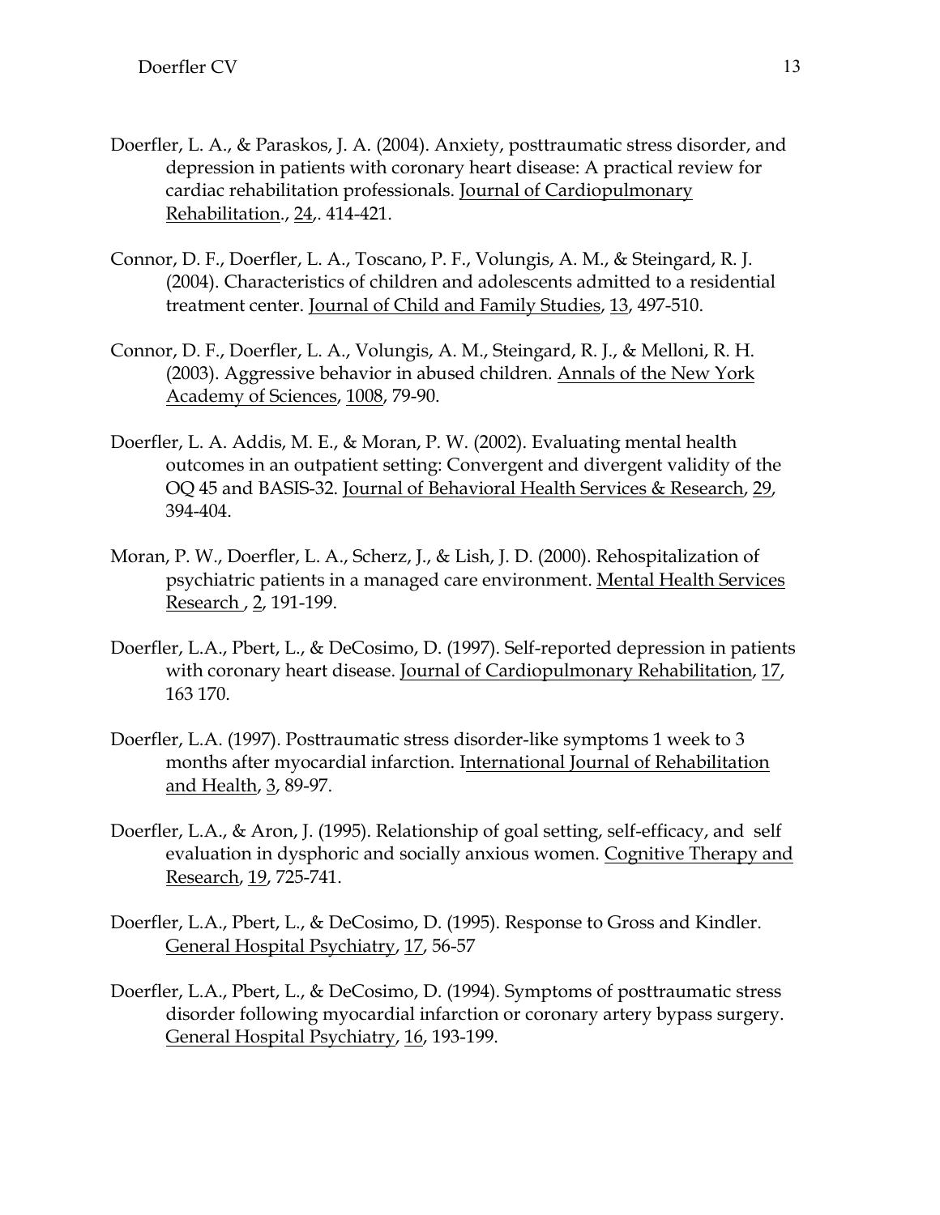Doerfler, L. A., & Paraskos, J. A. (2004). Anxiety, posttraumatic stress disorder, and depression in patients with coronary heart disease: A practical review for cardiac rehabilitation professionals. <u>Journal of Cardiopulmonary Rehabilitation</u>., <u>24</u>,. 414-421.

Connor, D. F., Doerfler, L. A., Toscano, P. F., Volungis, A. M., & Steingard, R. J. (2004). Characteristics of children and adolescents admitted to a residential treatment center. <u>Journal of Child and Family Studies</u>, <u>13</u>, 497-510.

Connor, D. F., Doerfler, L. A., Volungis, A. M., Steingard, R. J., & Melloni, R. H. (2003). Aggressive behavior in abused children. <u>Annals of the New York Academy of Sciences</u>, <u>1008</u>, 79-90.

Doerfler, L. A. Addis, M. E., & Moran, P. W. (2002). Evaluating mental health outcomes in an outpatient setting: Convergent and divergent validity of the OQ 45 and BASIS-32. <u>Journal of Behavioral Health Services & Research</u>, <u>29</u>, 394-404.

Moran, P. W., Doerfler, L. A., Scherz, J., & Lish, J. D. (2000). Rehospitalization of psychiatric patients in a managed care environment. <u>Mental Health Services Research</u> , <u>2</u>, 191-199.

Doerfler, L.A., Pbert, L., & DeCosimo, D. (1997). Self-reported depression in patients with coronary heart disease. <u>Journal of Cardiopulmonary Rehabilitation</u>, <u>17</u>, 163 170.

Doerfler, L.A. (1997). Posttraumatic stress disorder-like symptoms 1 week to 3 months after myocardial infarction. <u>International Journal of Rehabilitation and Health</u>, <u>3</u>, 89-97.

Doerfler, L.A., & Aron, J. (1995). Relationship of goal setting, self-efficacy, and self evaluation in dysphoric and socially anxious women. <u>Cognitive Therapy and Research</u>, <u>19</u>, 725-741.

Doerfler, L.A., Pbert, L., & DeCosimo, D. (1995). Response to Gross and Kindler. <u>General Hospital Psychiatry</u>, <u>17</u>, 56-57

Doerfler, L.A., Pbert, L., & DeCosimo, D. (1994). Symptoms of posttraumatic stress disorder following myocardial infarction or coronary artery bypass surgery. <u>General Hospital Psychiatry</u>, <u>16</u>, 193-199.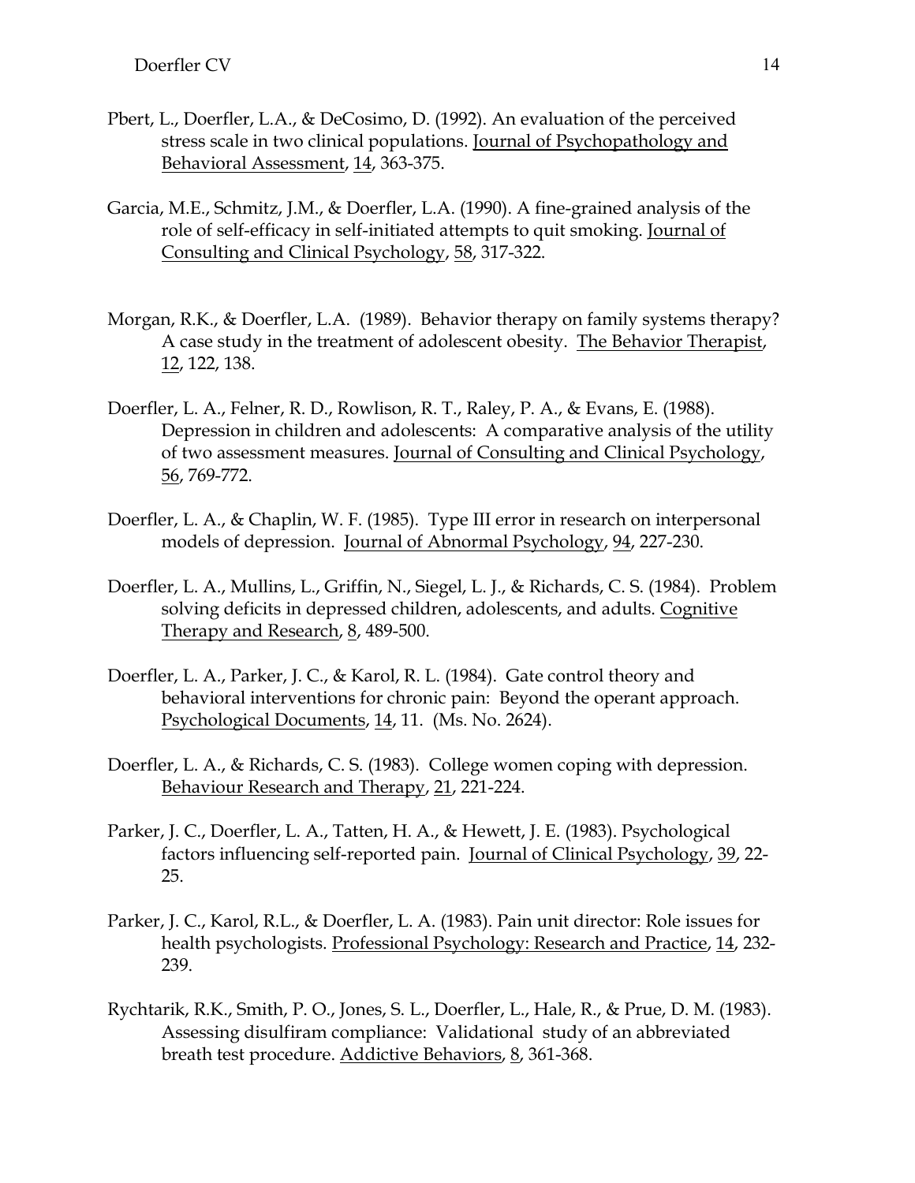Pbert, L., Doerfler, L.A., & DeCosimo, D. (1992). An evaluation of the perceived stress scale in two clinical populations. Journal of Psychopathology and Behavioral Assessment, 14, 363-375.

Garcia, M.E., Schmitz, J.M., & Doerfler, L.A. (1990). A fine-grained analysis of the role of self-efficacy in self-initiated attempts to quit smoking. Journal of Consulting and Clinical Psychology, 58, 317-322.

Morgan, R.K., & Doerfler, L.A. (1989). Behavior therapy on family systems therapy? A case study in the treatment of adolescent obesity. The Behavior Therapist, 12, 122, 138.

Doerfler, L. A., Felner, R. D., Rowlison, R. T., Raley, P. A., & Evans, E. (1988). Depression in children and adolescents: A comparative analysis of the utility of two assessment measures. Journal of Consulting and Clinical Psychology, 56, 769-772.

Doerfler, L. A., & Chaplin, W. F. (1985). Type III error in research on interpersonal models of depression. Journal of Abnormal Psychology, 94, 227-230.

Doerfler, L. A., Mullins, L., Griffin, N., Siegel, L. J., & Richards, C. S. (1984). Problem solving deficits in depressed children, adolescents, and adults. Cognitive Therapy and Research, 8, 489-500.

Doerfler, L. A., Parker, J. C., & Karol, R. L. (1984). Gate control theory and behavioral interventions for chronic pain: Beyond the operant approach. Psychological Documents, 14, 11. (Ms. No. 2624).

Doerfler, L. A., & Richards, C. S. (1983). College women coping with depression. Behaviour Research and Therapy, 21, 221-224.

Parker, J. C., Doerfler, L. A., Tatten, H. A., & Hewett, J. E. (1983). Psychological factors influencing self-reported pain. Journal of Clinical Psychology, 39, 22-25.

Parker, J. C., Karol, R.L., & Doerfler, L. A. (1983). Pain unit director: Role issues for health psychologists. Professional Psychology: Research and Practice, 14, 232-239.

Rychtarik, R.K., Smith, P. O., Jones, S. L., Doerfler, L., Hale, R., & Prue, D. M. (1983). Assessing disulfiram compliance: Validational study of an abbreviated breath test procedure. Addictive Behaviors, 8, 361-368.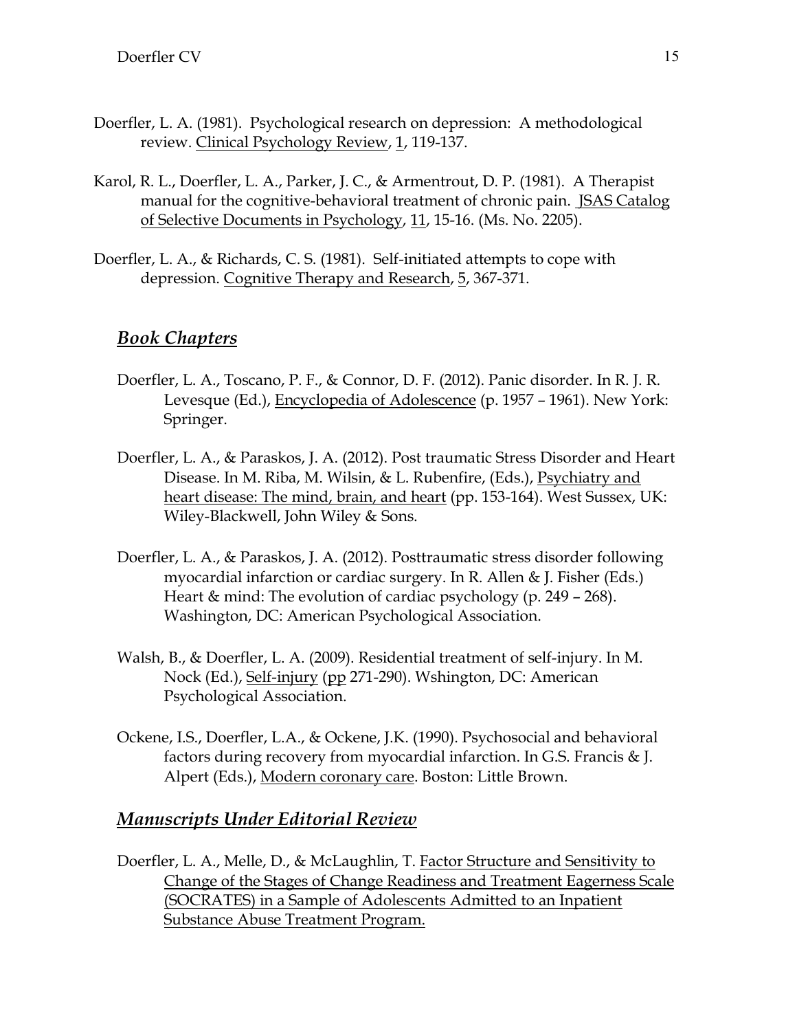Doerfler, L. A. (1981). Psychological research on depression: A methodological review. Clinical Psychology Review, 1, 119-137.

Karol, R. L., Doerfler, L. A., Parker, J. C., & Armentrout, D. P. (1981). A Therapist manual for the cognitive-behavioral treatment of chronic pain. JSAS Catalog of Selective Documents in Psychology, 11, 15-16. (Ms. No. 2205).

Doerfler, L. A., & Richards, C. S. (1981). Self-initiated attempts to cope with depression. Cognitive Therapy and Research, 5, 367-371.

## *Book Chapters*

Doerfler, L. A., Toscano, P. F., & Connor, D. F. (2012). Panic disorder. In R. J. R. Levesque (Ed.), Encyclopedia of Adolescence (p. 1957 – 1961). New York: Springer.

Doerfler, L. A., & Paraskos, J. A. (2012). Post traumatic Stress Disorder and Heart Disease. In M. Riba, M. Wilsin, & L. Rubenfire, (Eds.), Psychiatry and heart disease: The mind, brain, and heart (pp. 153-164). West Sussex, UK: Wiley-Blackwell, John Wiley & Sons.

Doerfler, L. A., & Paraskos, J. A. (2012). Posttraumatic stress disorder following myocardial infarction or cardiac surgery. In R. Allen & J. Fisher (Eds.) Heart & mind: The evolution of cardiac psychology (p. 249 – 268). Washington, DC: American Psychological Association.

Walsh, B., & Doerfler, L. A. (2009). Residential treatment of self-injury. In M. Nock (Ed.), Self-injury (pp 271-290). Wshington, DC: American Psychological Association.

Ockene, I.S., Doerfler, L.A., & Ockene, J.K. (1990). Psychosocial and behavioral factors during recovery from myocardial infarction. In G.S. Francis & J. Alpert (Eds.), Modern coronary care. Boston: Little Brown.

## *Manuscripts Under Editorial Review*

Doerfler, L. A., Melle, D., & McLaughlin, T. Factor Structure and Sensitivity to Change of the Stages of Change Readiness and Treatment Eagerness Scale (SOCRATES) in a Sample of Adolescents Admitted to an Inpatient Substance Abuse Treatment Program.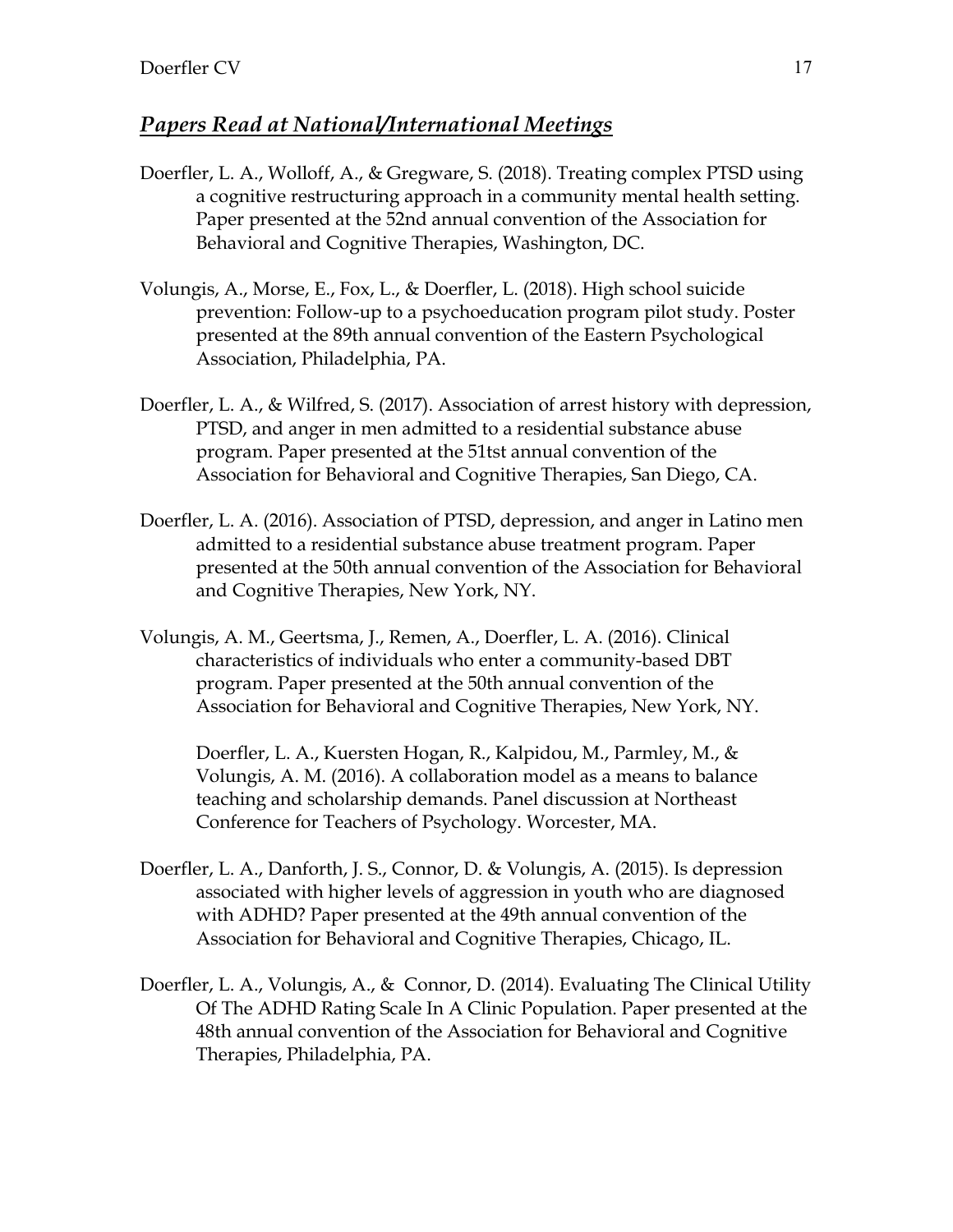## ***Papers Read at National/International Meetings***

Doerfler, L. A., Wolloff, A., & Gregware, S. (2018). Treating complex PTSD using a cognitive restructuring approach in a community mental health setting. Paper presented at the 52nd annual convention of the Association for Behavioral and Cognitive Therapies, Washington, DC.

Volungis, A., Morse, E., Fox, L., & Doerfler, L. (2018). High school suicide prevention: Follow-up to a psychoeducation program pilot study. Poster presented at the 89th annual convention of the Eastern Psychological Association, Philadelphia, PA.

Doerfler, L. A., & Wilfred, S. (2017). Association of arrest history with depression, PTSD, and anger in men admitted to a residential substance abuse program. Paper presented at the 51tst annual convention of the Association for Behavioral and Cognitive Therapies, San Diego, CA.

Doerfler, L. A. (2016). Association of PTSD, depression, and anger in Latino men admitted to a residential substance abuse treatment program. Paper presented at the 50th annual convention of the Association for Behavioral and Cognitive Therapies, New York, NY.

Volungis, A. M., Geertsma, J., Remen, A., Doerfler, L. A. (2016). Clinical characteristics of individuals who enter a community-based DBT program. Paper presented at the 50th annual convention of the Association for Behavioral and Cognitive Therapies, New York, NY.

Doerfler, L. A., Kuersten Hogan, R., Kalpidou, M., Parmley, M., & Volungis, A. M. (2016). A collaboration model as a means to balance teaching and scholarship demands. Panel discussion at Northeast Conference for Teachers of Psychology. Worcester, MA.

Doerfler, L. A., Danforth, J. S., Connor, D. & Volungis, A. (2015). Is depression associated with higher levels of aggression in youth who are diagnosed with ADHD? Paper presented at the 49th annual convention of the Association for Behavioral and Cognitive Therapies, Chicago, IL.

Doerfler, L. A., Volungis, A., & Connor, D. (2014). Evaluating The Clinical Utility Of The ADHD Rating Scale In A Clinic Population. Paper presented at the 48th annual convention of the Association for Behavioral and Cognitive Therapies, Philadelphia, PA.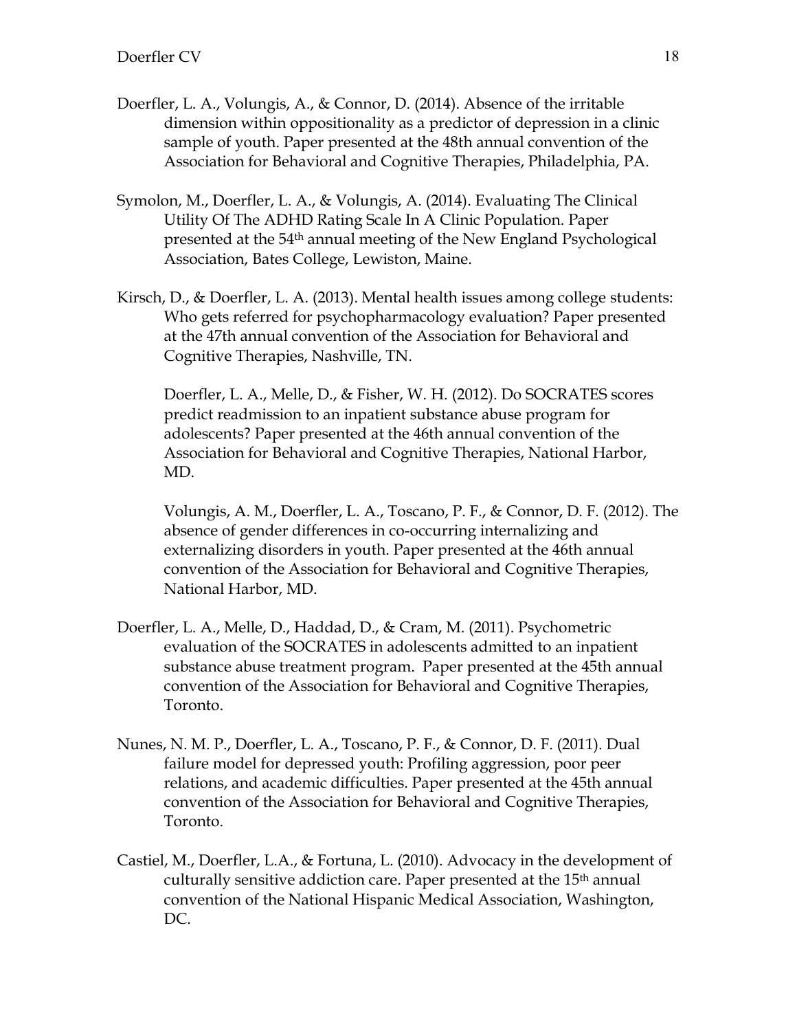Doerfler, L. A., Volungis, A., & Connor, D. (2014). Absence of the irritable dimension within oppositionality as a predictor of depression in a clinic sample of youth. Paper presented at the 48th annual convention of the Association for Behavioral and Cognitive Therapies, Philadelphia, PA.

Symolon, M., Doerfler, L. A., & Volungis, A. (2014). Evaluating The Clinical Utility Of The ADHD Rating Scale In A Clinic Population. Paper presented at the 54th annual meeting of the New England Psychological Association, Bates College, Lewiston, Maine.

Kirsch, D., & Doerfler, L. A. (2013). Mental health issues among college students: Who gets referred for psychopharmacology evaluation? Paper presented at the 47th annual convention of the Association for Behavioral and Cognitive Therapies, Nashville, TN.

Doerfler, L. A., Melle, D., & Fisher, W. H. (2012). Do SOCRATES scores predict readmission to an inpatient substance abuse program for adolescents? Paper presented at the 46th annual convention of the Association for Behavioral and Cognitive Therapies, National Harbor, MD.

Volungis, A. M., Doerfler, L. A., Toscano, P. F., & Connor, D. F. (2012). The absence of gender differences in co-occurring internalizing and externalizing disorders in youth. Paper presented at the 46th annual convention of the Association for Behavioral and Cognitive Therapies, National Harbor, MD.

Doerfler, L. A., Melle, D., Haddad, D., & Cram, M. (2011). Psychometric evaluation of the SOCRATES in adolescents admitted to an inpatient substance abuse treatment program. Paper presented at the 45th annual convention of the Association for Behavioral and Cognitive Therapies, Toronto.

Nunes, N. M. P., Doerfler, L. A., Toscano, P. F., & Connor, D. F. (2011). Dual failure model for depressed youth: Profiling aggression, poor peer relations, and academic difficulties. Paper presented at the 45th annual convention of the Association for Behavioral and Cognitive Therapies, Toronto.

Castiel, M., Doerfler, L.A., & Fortuna, L. (2010). Advocacy in the development of culturally sensitive addiction care. Paper presented at the 15th annual convention of the National Hispanic Medical Association, Washington, DC.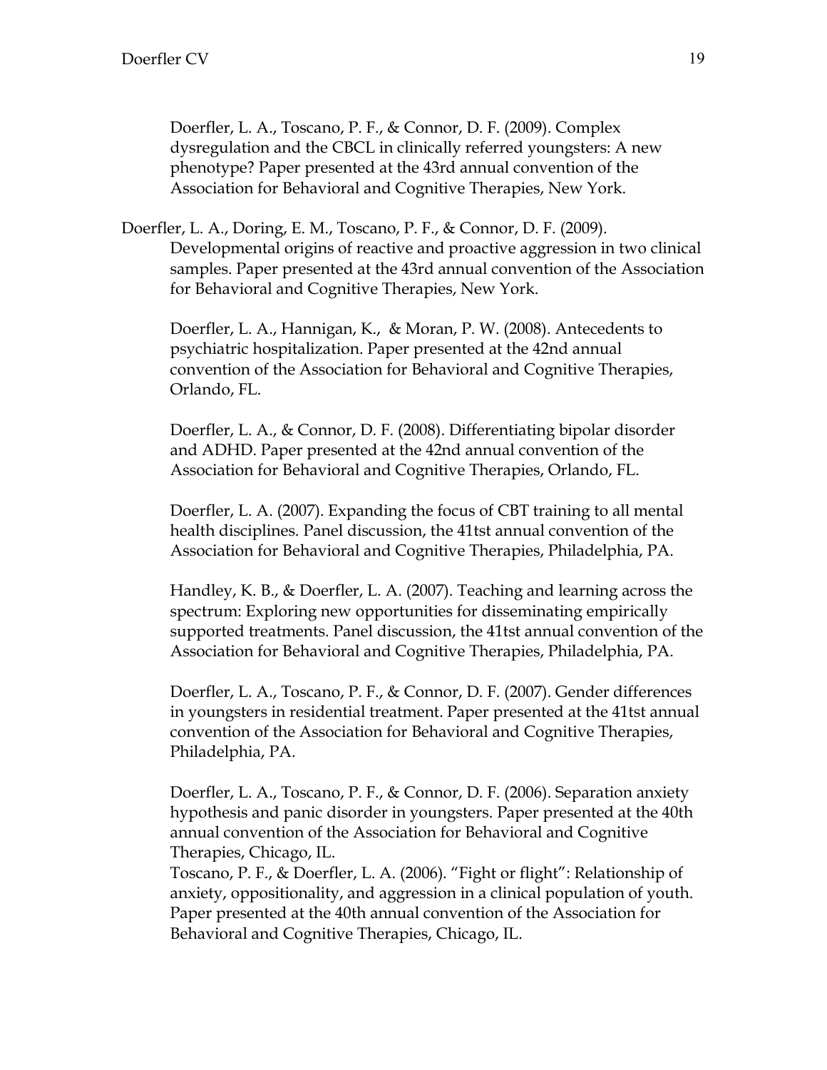Doerfler, L. A., Toscano, P. F., & Connor, D. F. (2009). Complex dysregulation and the CBCL in clinically referred youngsters: A new phenotype? Paper presented at the 43rd annual convention of the Association for Behavioral and Cognitive Therapies, New York.

Doerfler, L. A., Doring, E. M., Toscano, P. F., & Connor, D. F. (2009). Developmental origins of reactive and proactive aggression in two clinical samples. Paper presented at the 43rd annual convention of the Association for Behavioral and Cognitive Therapies, New York.

Doerfler, L. A., Hannigan, K., & Moran, P. W. (2008). Antecedents to psychiatric hospitalization. Paper presented at the 42nd annual convention of the Association for Behavioral and Cognitive Therapies, Orlando, FL.

Doerfler, L. A., & Connor, D. F. (2008). Differentiating bipolar disorder and ADHD. Paper presented at the 42nd annual convention of the Association for Behavioral and Cognitive Therapies, Orlando, FL.

Doerfler, L. A. (2007). Expanding the focus of CBT training to all mental health disciplines. Panel discussion, the 41tst annual convention of the Association for Behavioral and Cognitive Therapies, Philadelphia, PA.

Handley, K. B., & Doerfler, L. A. (2007). Teaching and learning across the spectrum: Exploring new opportunities for disseminating empirically supported treatments. Panel discussion, the 41tst annual convention of the Association for Behavioral and Cognitive Therapies, Philadelphia, PA.

Doerfler, L. A., Toscano, P. F., & Connor, D. F. (2007). Gender differences in youngsters in residential treatment. Paper presented at the 41tst annual convention of the Association for Behavioral and Cognitive Therapies, Philadelphia, PA.

Doerfler, L. A., Toscano, P. F., & Connor, D. F. (2006). Separation anxiety hypothesis and panic disorder in youngsters. Paper presented at the 40th annual convention of the Association for Behavioral and Cognitive Therapies, Chicago, IL.

Toscano, P. F., & Doerfler, L. A. (2006). "Fight or flight": Relationship of anxiety, oppositionality, and aggression in a clinical population of youth. Paper presented at the 40th annual convention of the Association for Behavioral and Cognitive Therapies, Chicago, IL.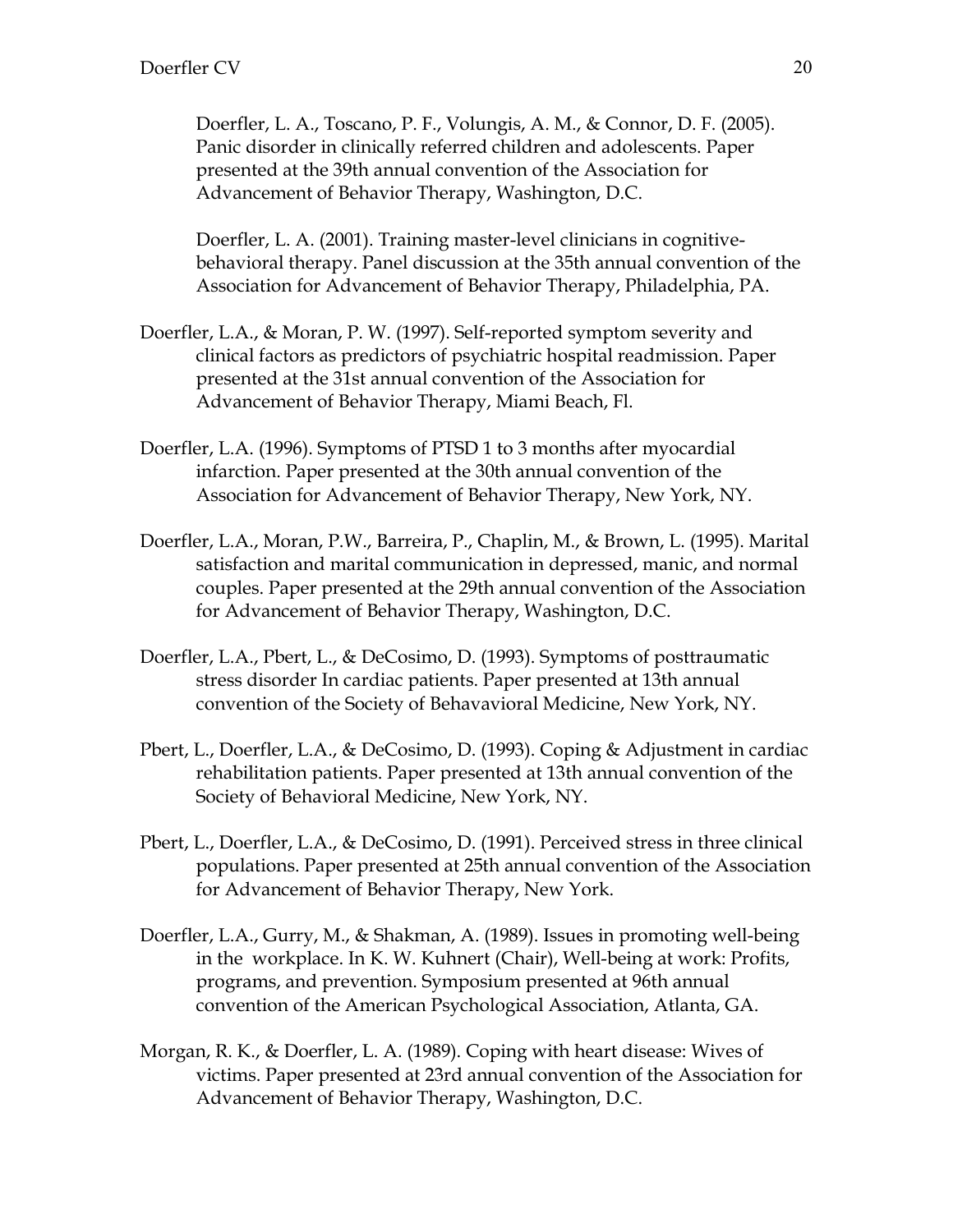Doerfler, L. A., Toscano, P. F., Volungis, A. M., & Connor, D. F. (2005). Panic disorder in clinically referred children and adolescents. Paper presented at the 39th annual convention of the Association for Advancement of Behavior Therapy, Washington, D.C.

Doerfler, L. A. (2001). Training master-level clinicians in cognitive-behavioral therapy. Panel discussion at the 35th annual convention of the Association for Advancement of Behavior Therapy, Philadelphia, PA.

Doerfler, L.A., & Moran, P. W. (1997). Self-reported symptom severity and clinical factors as predictors of psychiatric hospital readmission. Paper presented at the 31st annual convention of the Association for Advancement of Behavior Therapy, Miami Beach, Fl.

Doerfler, L.A. (1996). Symptoms of PTSD 1 to 3 months after myocardial infarction. Paper presented at the 30th annual convention of the Association for Advancement of Behavior Therapy, New York, NY.

Doerfler, L.A., Moran, P.W., Barreira, P., Chaplin, M., & Brown, L. (1995). Marital satisfaction and marital communication in depressed, manic, and normal couples. Paper presented at the 29th annual convention of the Association for Advancement of Behavior Therapy, Washington, D.C.

Doerfler, L.A., Pbert, L., & DeCosimo, D. (1993). Symptoms of posttraumatic stress disorder In cardiac patients. Paper presented at 13th annual convention of the Society of Behavavioral Medicine, New York, NY.

Pbert, L., Doerfler, L.A., & DeCosimo, D. (1993). Coping & Adjustment in cardiac rehabilitation patients. Paper presented at 13th annual convention of the Society of Behavioral Medicine, New York, NY.

Pbert, L., Doerfler, L.A., & DeCosimo, D. (1991). Perceived stress in three clinical populations. Paper presented at 25th annual convention of the Association for Advancement of Behavior Therapy, New York.

Doerfler, L.A., Gurry, M., & Shakman, A. (1989). Issues in promoting well-being in the workplace. In K. W. Kuhnert (Chair), Well-being at work: Profits, programs, and prevention. Symposium presented at 96th annual convention of the American Psychological Association, Atlanta, GA.

Morgan, R. K., & Doerfler, L. A. (1989). Coping with heart disease: Wives of victims. Paper presented at 23rd annual convention of the Association for Advancement of Behavior Therapy, Washington, D.C.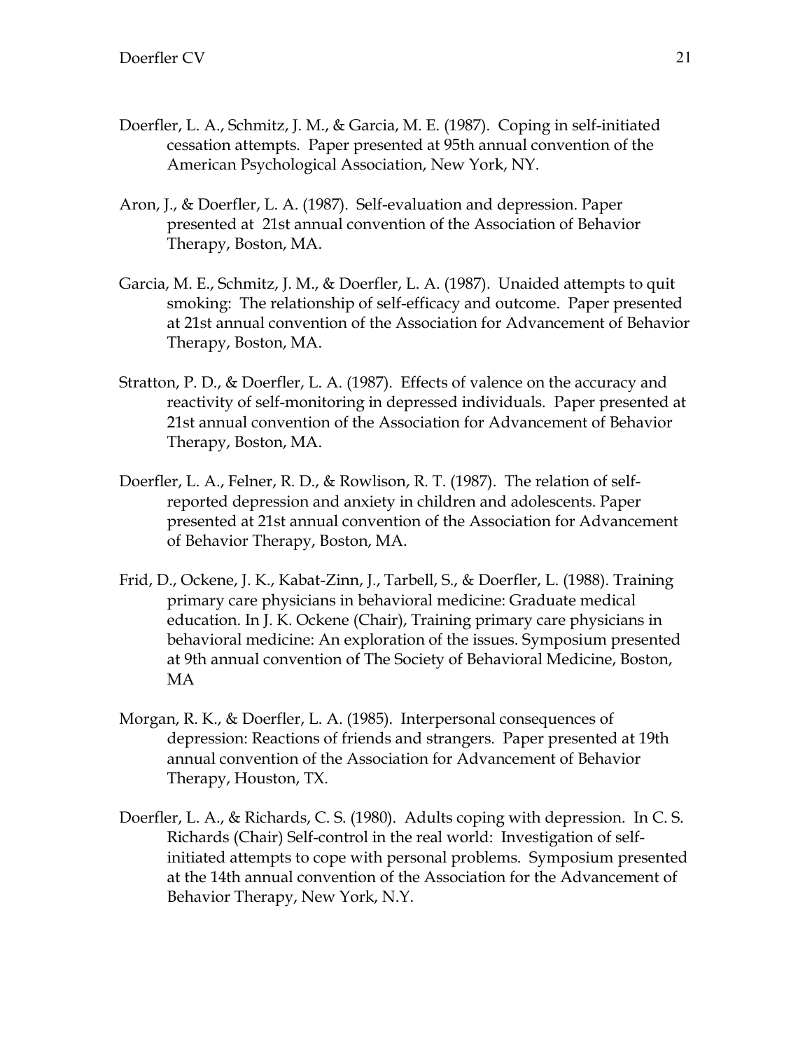Doerfler, L. A., Schmitz, J. M., & Garcia, M. E. (1987). Coping in self-initiated cessation attempts. Paper presented at 95th annual convention of the American Psychological Association, New York, NY.

Aron, J., & Doerfler, L. A. (1987). Self-evaluation and depression. Paper presented at 21st annual convention of the Association of Behavior Therapy, Boston, MA.

Garcia, M. E., Schmitz, J. M., & Doerfler, L. A. (1987). Unaided attempts to quit smoking: The relationship of self-efficacy and outcome. Paper presented at 21st annual convention of the Association for Advancement of Behavior Therapy, Boston, MA.

Stratton, P. D., & Doerfler, L. A. (1987). Effects of valence on the accuracy and reactivity of self-monitoring in depressed individuals. Paper presented at 21st annual convention of the Association for Advancement of Behavior Therapy, Boston, MA.

Doerfler, L. A., Felner, R. D., & Rowlison, R. T. (1987). The relation of self-reported depression and anxiety in children and adolescents. Paper presented at 21st annual convention of the Association for Advancement of Behavior Therapy, Boston, MA.

Frid, D., Ockene, J. K., Kabat-Zinn, J., Tarbell, S., & Doerfler, L. (1988). Training primary care physicians in behavioral medicine: Graduate medical education. In J. K. Ockene (Chair), Training primary care physicians in behavioral medicine: An exploration of the issues. Symposium presented at 9th annual convention of The Society of Behavioral Medicine, Boston, MA

Morgan, R. K., & Doerfler, L. A. (1985). Interpersonal consequences of depression: Reactions of friends and strangers. Paper presented at 19th annual convention of the Association for Advancement of Behavior Therapy, Houston, TX.

Doerfler, L. A., & Richards, C. S. (1980). Adults coping with depression. In C. S. Richards (Chair) Self-control in the real world: Investigation of self-initiated attempts to cope with personal problems. Symposium presented at the 14th annual convention of the Association for the Advancement of Behavior Therapy, New York, N.Y.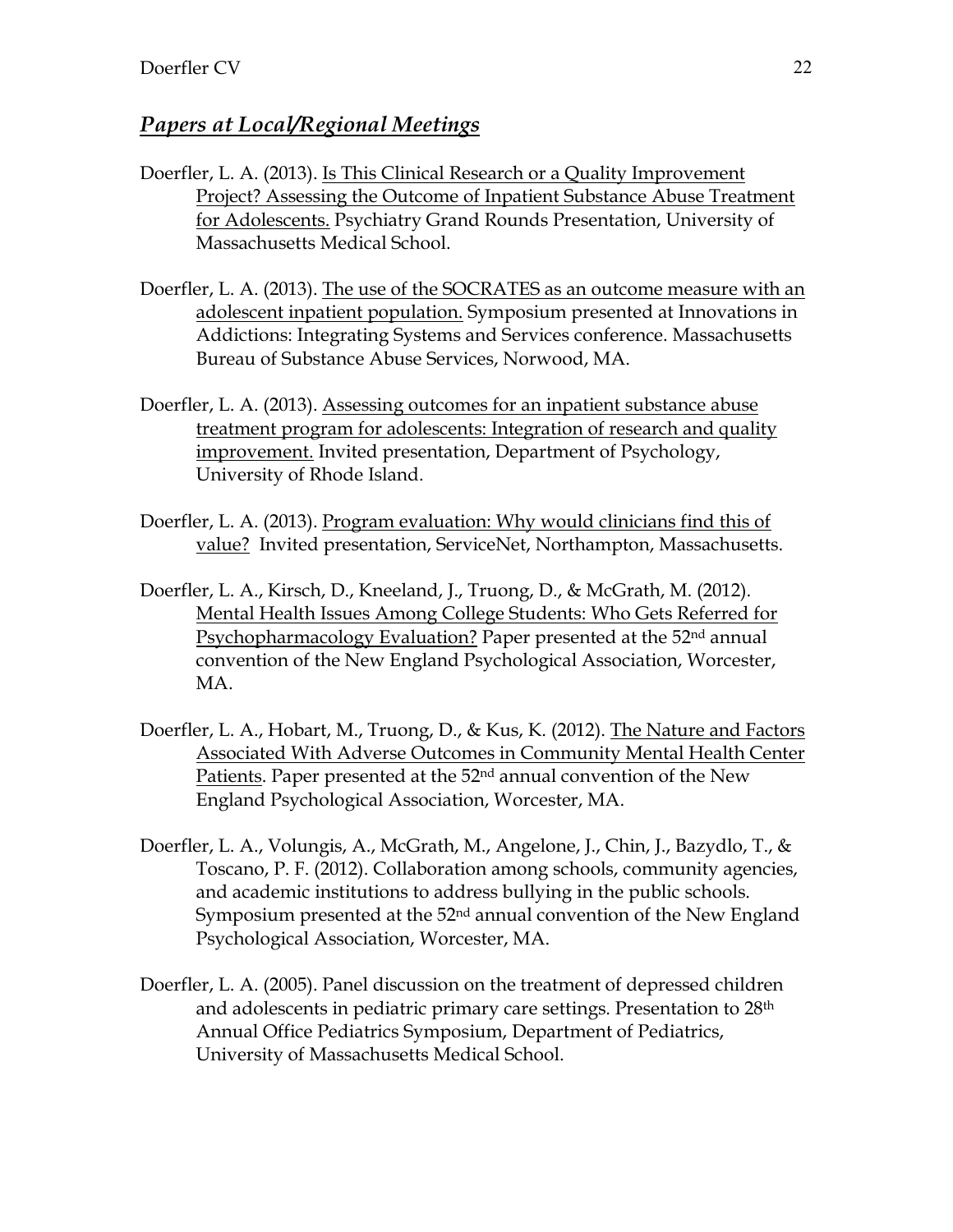## *Papers at Local/Regional Meetings*

Doerfler, L. A. (2013). Is This Clinical Research or a Quality Improvement Project? Assessing the Outcome of Inpatient Substance Abuse Treatment for Adolescents. Psychiatry Grand Rounds Presentation, University of Massachusetts Medical School.

Doerfler, L. A. (2013). The use of the SOCRATES as an outcome measure with an adolescent inpatient population. Symposium presented at Innovations in Addictions: Integrating Systems and Services conference. Massachusetts Bureau of Substance Abuse Services, Norwood, MA.

Doerfler, L. A. (2013). Assessing outcomes for an inpatient substance abuse treatment program for adolescents: Integration of research and quality improvement. Invited presentation, Department of Psychology, University of Rhode Island.

Doerfler, L. A. (2013). Program evaluation: Why would clinicians find this of value? Invited presentation, ServiceNet, Northampton, Massachusetts.

Doerfler, L. A., Kirsch, D., Kneeland, J., Truong, D., & McGrath, M. (2012). Mental Health Issues Among College Students: Who Gets Referred for Psychopharmacology Evaluation? Paper presented at the 52nd annual convention of the New England Psychological Association, Worcester, MA.

Doerfler, L. A., Hobart, M., Truong, D., & Kus, K. (2012). The Nature and Factors Associated With Adverse Outcomes in Community Mental Health Center Patients. Paper presented at the 52nd annual convention of the New England Psychological Association, Worcester, MA.

Doerfler, L. A., Volungis, A., McGrath, M., Angelone, J., Chin, J., Bazydlo, T., & Toscano, P. F. (2012). Collaboration among schools, community agencies, and academic institutions to address bullying in the public schools. Symposium presented at the 52nd annual convention of the New England Psychological Association, Worcester, MA.

Doerfler, L. A. (2005). Panel discussion on the treatment of depressed children and adolescents in pediatric primary care settings. Presentation to 28th Annual Office Pediatrics Symposium, Department of Pediatrics, University of Massachusetts Medical School.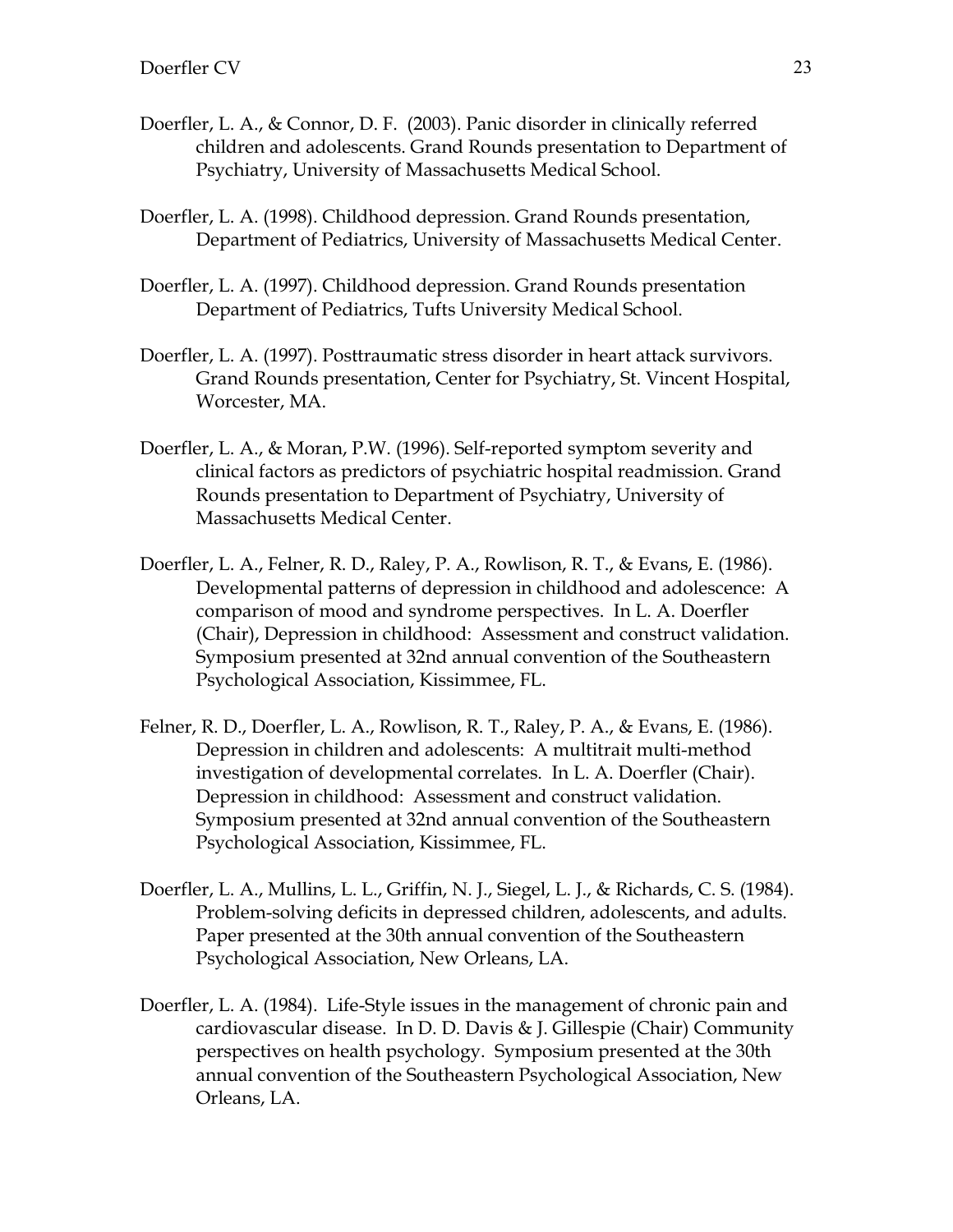Doerfler, L. A., & Connor, D. F. (2003). Panic disorder in clinically referred children and adolescents. Grand Rounds presentation to Department of Psychiatry, University of Massachusetts Medical School.

Doerfler, L. A. (1998). Childhood depression. Grand Rounds presentation, Department of Pediatrics, University of Massachusetts Medical Center.

Doerfler, L. A. (1997). Childhood depression. Grand Rounds presentation Department of Pediatrics, Tufts University Medical School.

Doerfler, L. A. (1997). Posttraumatic stress disorder in heart attack survivors. Grand Rounds presentation, Center for Psychiatry, St. Vincent Hospital, Worcester, MA.

Doerfler, L. A., & Moran, P.W. (1996). Self-reported symptom severity and clinical factors as predictors of psychiatric hospital readmission. Grand Rounds presentation to Department of Psychiatry, University of Massachusetts Medical Center.

Doerfler, L. A., Felner, R. D., Raley, P. A., Rowlison, R. T., & Evans, E. (1986). Developmental patterns of depression in childhood and adolescence: A comparison of mood and syndrome perspectives. In L. A. Doerfler (Chair), Depression in childhood: Assessment and construct validation. Symposium presented at 32nd annual convention of the Southeastern Psychological Association, Kissimmee, FL.

Felner, R. D., Doerfler, L. A., Rowlison, R. T., Raley, P. A., & Evans, E. (1986). Depression in children and adolescents: A multitrait multi-method investigation of developmental correlates. In L. A. Doerfler (Chair). Depression in childhood: Assessment and construct validation. Symposium presented at 32nd annual convention of the Southeastern Psychological Association, Kissimmee, FL.

Doerfler, L. A., Mullins, L. L., Griffin, N. J., Siegel, L. J., & Richards, C. S. (1984). Problem-solving deficits in depressed children, adolescents, and adults. Paper presented at the 30th annual convention of the Southeastern Psychological Association, New Orleans, LA.

Doerfler, L. A. (1984). Life-Style issues in the management of chronic pain and cardiovascular disease. In D. D. Davis & J. Gillespie (Chair) Community perspectives on health psychology. Symposium presented at the 30th annual convention of the Southeastern Psychological Association, New Orleans, LA.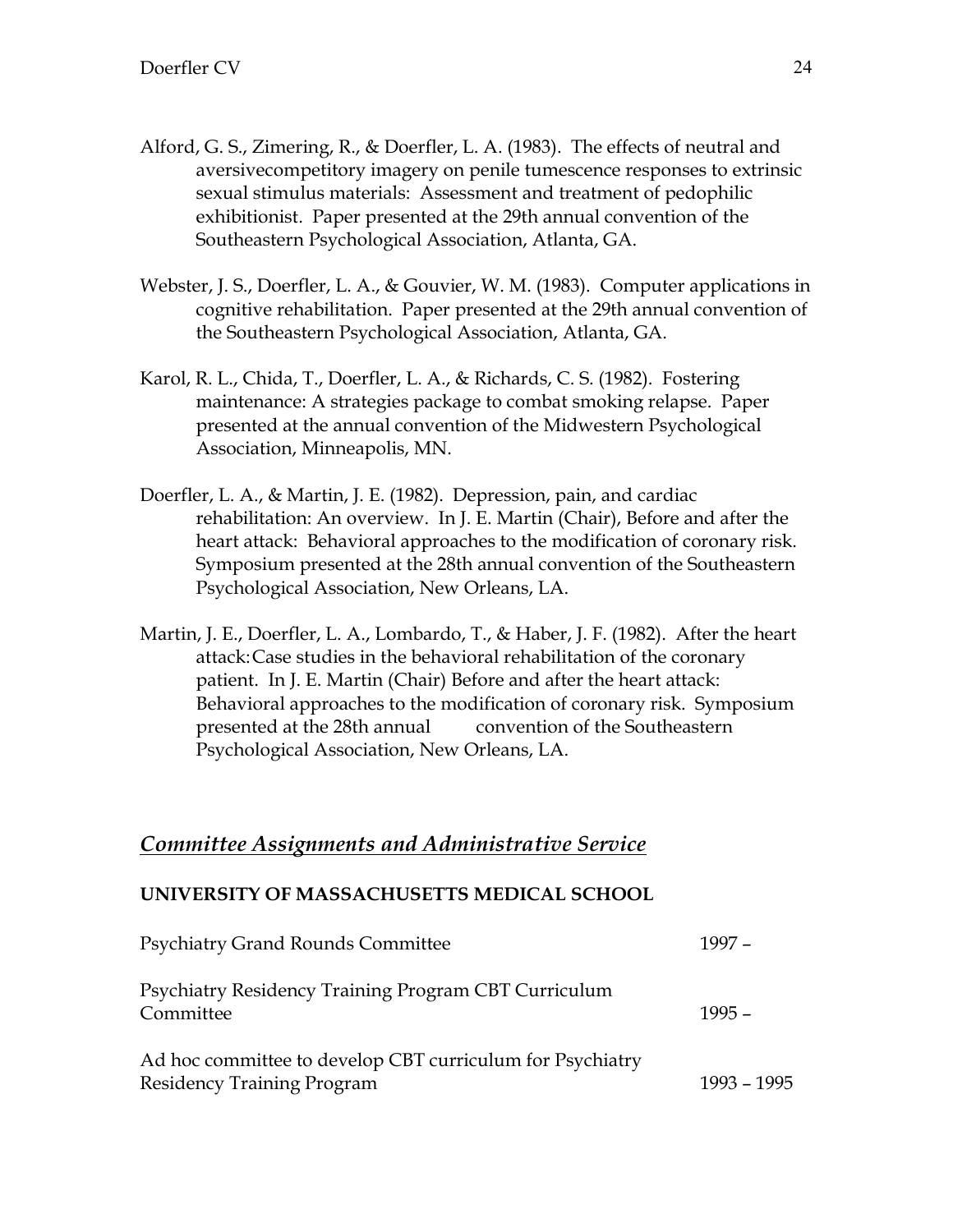Alford, G. S., Zimering, R., & Doerfler, L. A. (1983). The effects of neutral and aversivecompetitory imagery on penile tumescence responses to extrinsic sexual stimulus materials: Assessment and treatment of pedophilic exhibitionist. Paper presented at the 29th annual convention of the Southeastern Psychological Association, Atlanta, GA.

Webster, J. S., Doerfler, L. A., & Gouvier, W. M. (1983). Computer applications in cognitive rehabilitation. Paper presented at the 29th annual convention of the Southeastern Psychological Association, Atlanta, GA.

Karol, R. L., Chida, T., Doerfler, L. A., & Richards, C. S. (1982). Fostering maintenance: A strategies package to combat smoking relapse. Paper presented at the annual convention of the Midwestern Psychological Association, Minneapolis, MN.

Doerfler, L. A., & Martin, J. E. (1982). Depression, pain, and cardiac rehabilitation: An overview. In J. E. Martin (Chair), Before and after the heart attack: Behavioral approaches to the modification of coronary risk. Symposium presented at the 28th annual convention of the Southeastern Psychological Association, New Orleans, LA.

Martin, J. E., Doerfler, L. A., Lombardo, T., & Haber, J. F. (1982). After the heart attack: Case studies in the behavioral rehabilitation of the coronary patient. In J. E. Martin (Chair) Before and after the heart attack: Behavioral approaches to the modification of coronary risk. Symposium presented at the 28th annual convention of the Southeastern Psychological Association, New Orleans, LA.

## *Committee Assignments and Administrative Service*

### UNIVERSITY OF MASSACHUSETTS MEDICAL SCHOOL

| | |
|---|---|
| Psychiatry Grand Rounds Committee | 1997 – |
| Psychiatry Residency Training Program CBT Curriculum Committee | 1995 – |
| Ad hoc committee to develop CBT curriculum for Psychiatry Residency Training Program | 1993 – 1995 |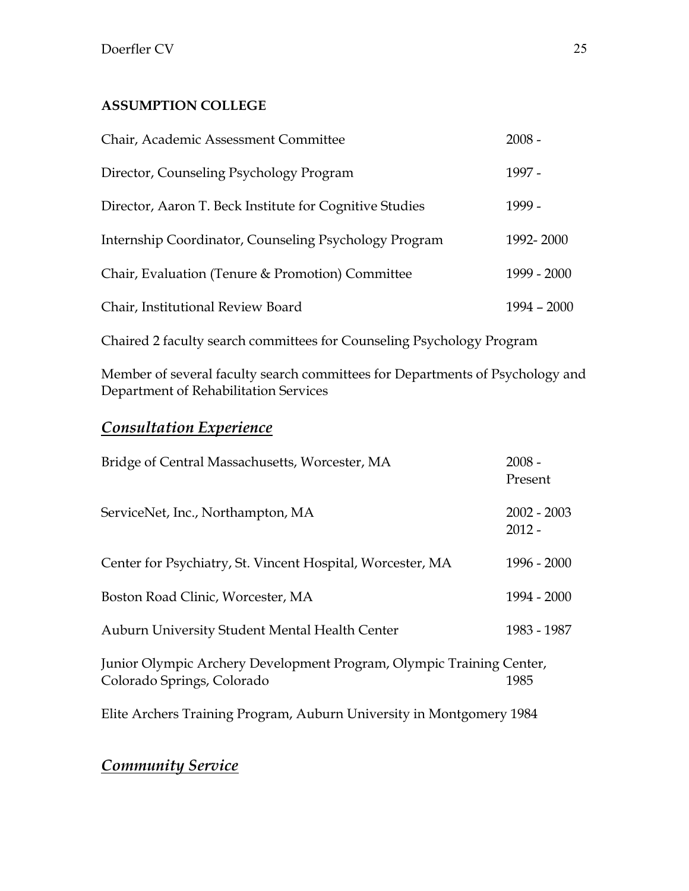**ASSUMPTION COLLEGE**

| | |
|---|---|
| Chair, Academic Assessment Committee | 2008 - |
| Director, Counseling Psychology Program | 1997 - |
| Director, Aaron T. Beck Institute for Cognitive Studies | 1999 - |
| Internship Coordinator, Counseling Psychology Program | 1992- 2000 |
| Chair, Evaluation (Tenure & Promotion) Committee | 1999 - 2000 |
| Chair, Institutional Review Board | 1994 – 2000 |

Chaired 2 faculty search committees for Counseling Psychology Program

Member of several faculty search committees for Departments of Psychology and Department of Rehabilitation Services

## ***Consultation Experience***

| | |
|---|---|
| Bridge of Central Massachusetts, Worcester, MA | 2008 - Present |
| ServiceNet, Inc., Northampton, MA | 2002 - 2003<br>2012 - |
| Center for Psychiatry, St. Vincent Hospital, Worcester, MA | 1996 - 2000 |
| Boston Road Clinic, Worcester, MA | 1994 - 2000 |
| Auburn University Student Mental Health Center | 1983 - 1987 |
| Junior Olympic Archery Development Program, Olympic Training Center, Colorado Springs, Colorado | 1985 |

Elite Archers Training Program, Auburn University in Montgomery 1984

## ***Community Service***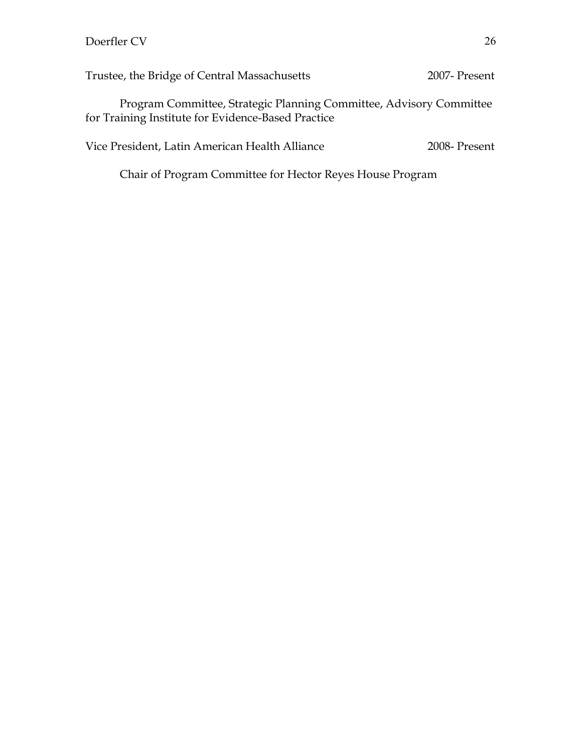Trustee, the Bridge of Central Massachusetts 2007- Present

Program Committee, Strategic Planning Committee, Advisory Committee for Training Institute for Evidence-Based Practice

Vice President, Latin American Health Alliance 2008- Present

Chair of Program Committee for Hector Reyes House Program